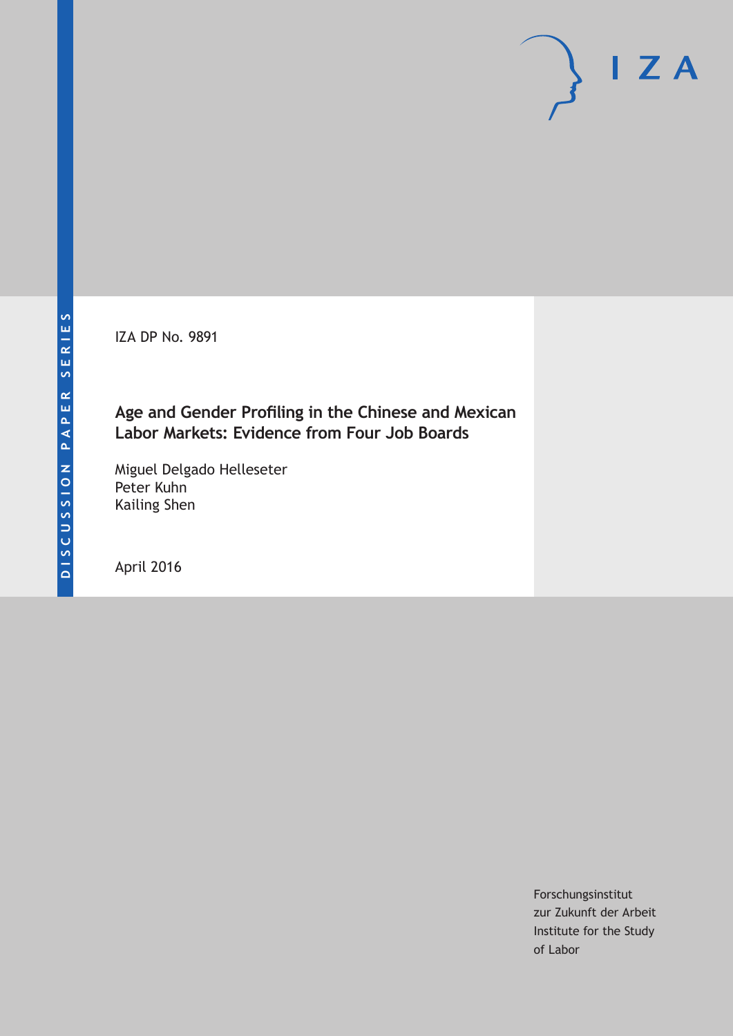DISCUSSION PAPER SERIES

IZA DP No. 9891

# Age and Gender Profiling in the Chinese and Mexican Labor Markets: Evidence from Four Job Boards

Miguel Delgado Helleseter
Peter Kuhn
Kailing Shen

April 2016

Forschungsinstitut
zur Zukunft der Arbeit
Institute for the Study
of Labor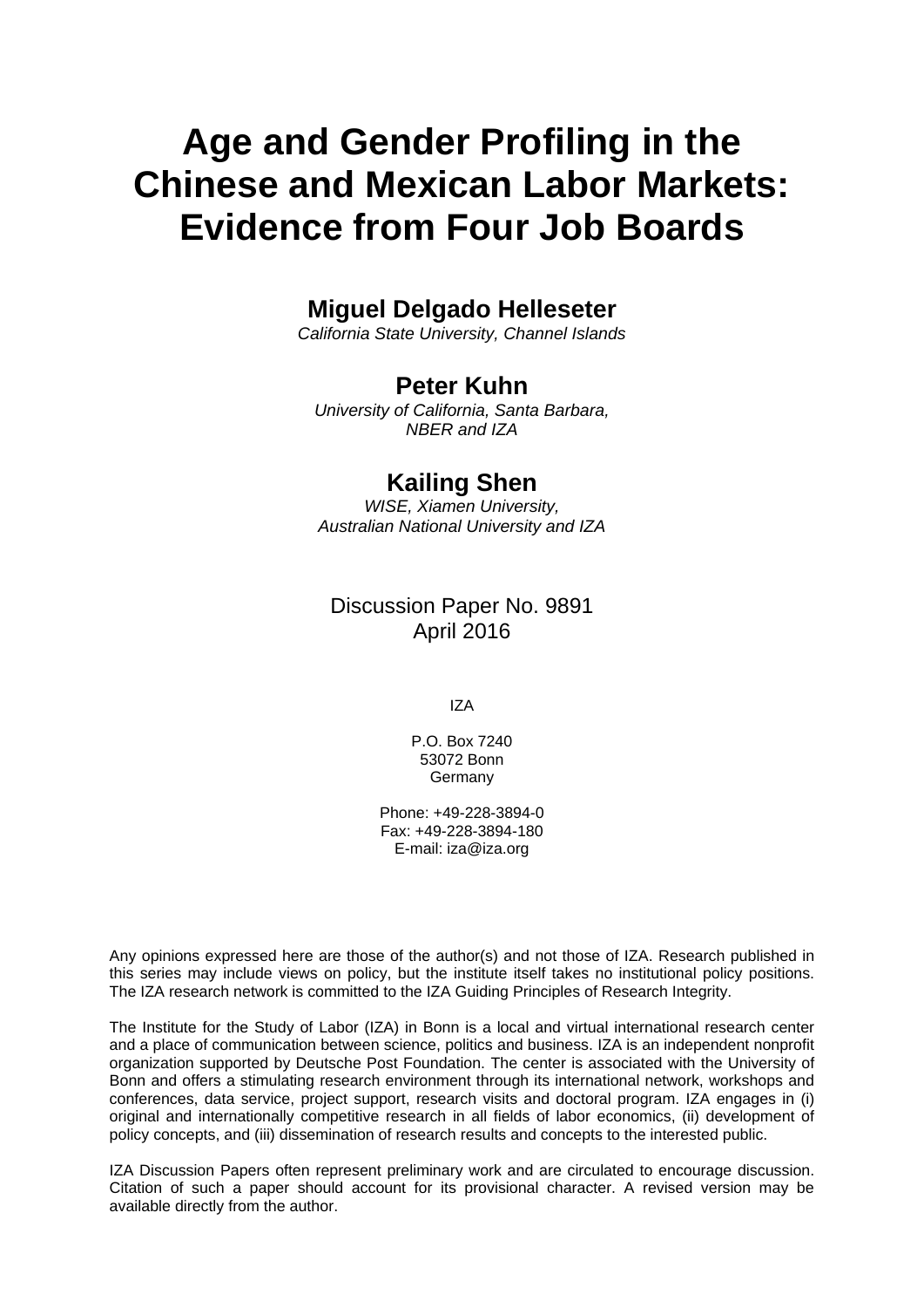# Age and Gender Profiling in the Chinese and Mexican Labor Markets: Evidence from Four Job Boards

**Miguel Delgado Helleseter**
*California State University, Channel Islands*

**Peter Kuhn**
*University of California, Santa Barbara, NBER and IZA*

**Kailing Shen**
*WISE, Xiamen University, Australian National University and IZA*

Discussion Paper No. 9891
April 2016

IZA

P.O. Box 7240
53072 Bonn
Germany

Phone: +49-228-3894-0
Fax: +49-228-3894-180
E-mail: iza@iza.org

Any opinions expressed here are those of the author(s) and not those of IZA. Research published in this series may include views on policy, but the institute itself takes no institutional policy positions. The IZA research network is committed to the IZA Guiding Principles of Research Integrity.

The Institute for the Study of Labor (IZA) in Bonn is a local and virtual international research center and a place of communication between science, politics and business. IZA is an independent nonprofit organization supported by Deutsche Post Foundation. The center is associated with the University of Bonn and offers a stimulating research environment through its international network, workshops and conferences, data service, project support, research visits and doctoral program. IZA engages in (i) original and internationally competitive research in all fields of labor economics, (ii) development of policy concepts, and (iii) dissemination of research results and concepts to the interested public.

IZA Discussion Papers often represent preliminary work and are circulated to encourage discussion. Citation of such a paper should account for its provisional character. A revised version may be available directly from the author.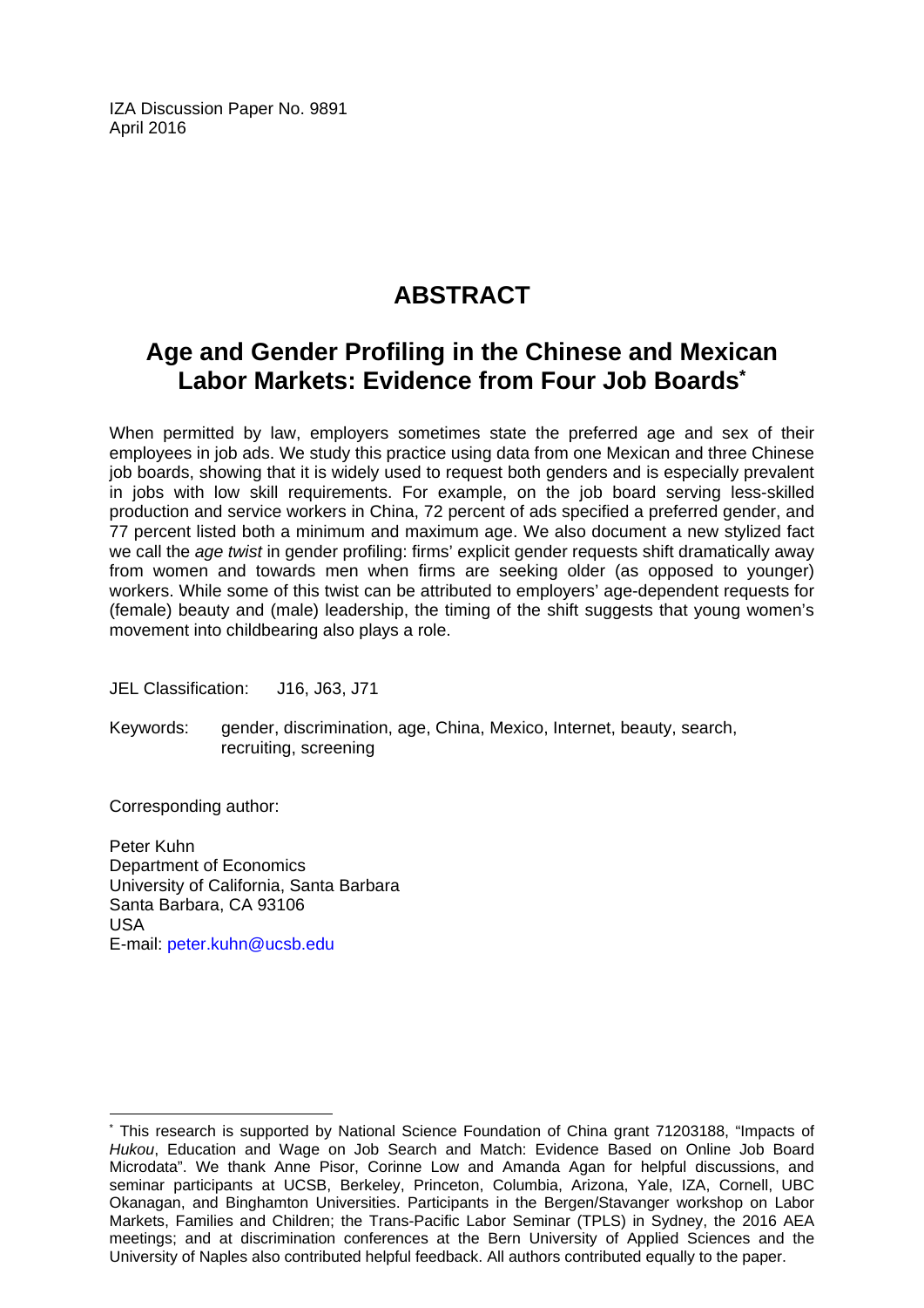IZA Discussion Paper No. 9891
April 2016

# ABSTRACT

## Age and Gender Profiling in the Chinese and Mexican Labor Markets: Evidence from Four Job Boards*

When permitted by law, employers sometimes state the preferred age and sex of their employees in job ads. We study this practice using data from one Mexican and three Chinese job boards, showing that it is widely used to request both genders and is especially prevalent in jobs with low skill requirements. For example, on the job board serving less-skilled production and service workers in China, 72 percent of ads specified a preferred gender, and 77 percent listed both a minimum and maximum age. We also document a new stylized fact we call the *age twist* in gender profiling: firms' explicit gender requests shift dramatically away from women and towards men when firms are seeking older (as opposed to younger) workers. While some of this twist can be attributed to employers' age-dependent requests for (female) beauty and (male) leadership, the timing of the shift suggests that young women's movement into childbearing also plays a role.

JEL Classification: J16, J63, J71

Keywords: gender, discrimination, age, China, Mexico, Internet, beauty, search, recruiting, screening

Corresponding author:

Peter Kuhn
Department of Economics
University of California, Santa Barbara
Santa Barbara, CA 93106
USA
E-mail: peter.kuhn@ucsb.edu

---

* This research is supported by National Science Foundation of China grant 71203188, "Impacts of *Hukou*, Education and Wage on Job Search and Match: Evidence Based on Online Job Board Microdata". We thank Anne Pisor, Corinne Low and Amanda Agan for helpful discussions, and seminar participants at UCSB, Berkeley, Princeton, Columbia, Arizona, Yale, IZA, Cornell, UBC Okanagan, and Binghamton Universities. Participants in the Bergen/Stavanger workshop on Labor Markets, Families and Children; the Trans-Pacific Labor Seminar (TPLS) in Sydney, the 2016 AEA meetings; and at discrimination conferences at the Bern University of Applied Sciences and the University of Naples also contributed helpful feedback. All authors contributed equally to the paper.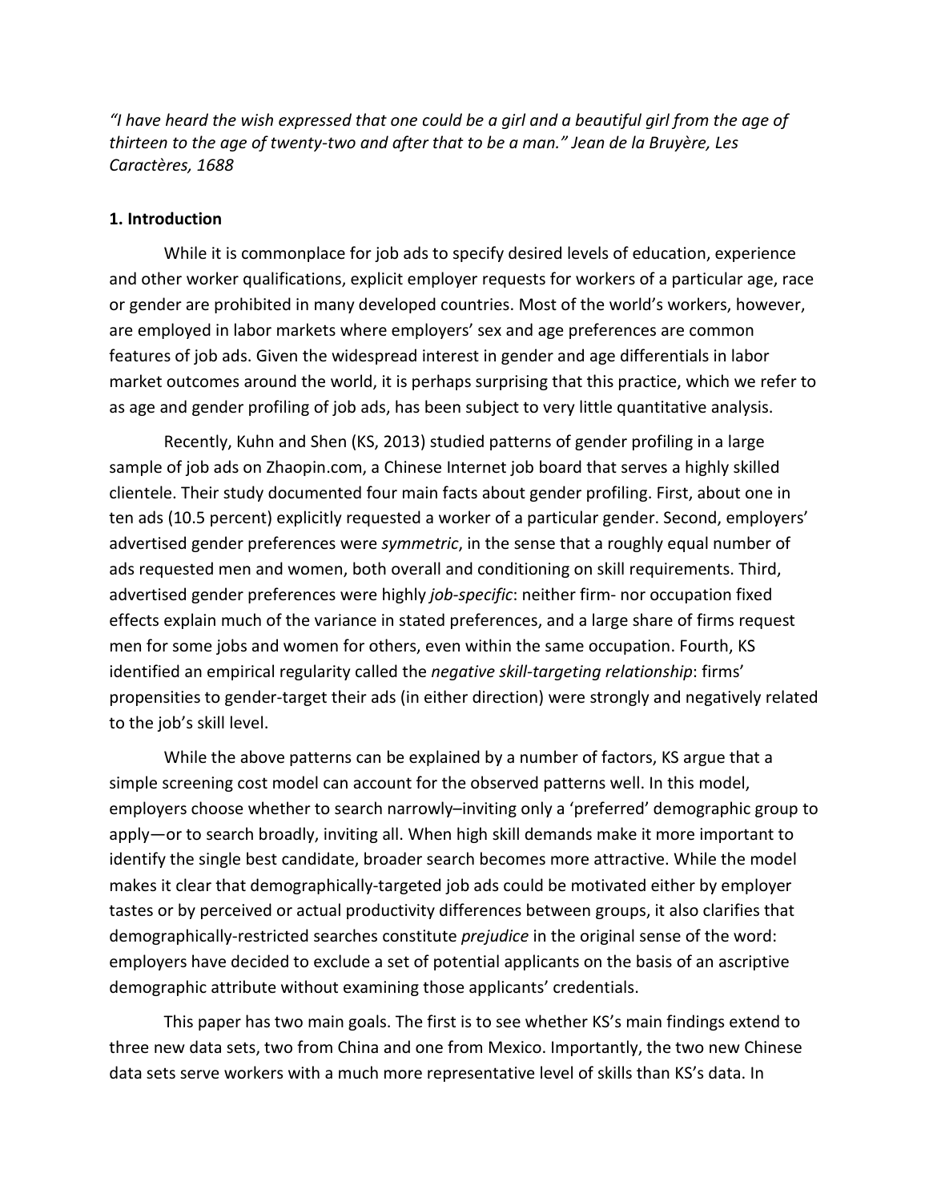*"I have heard the wish expressed that one could be a girl and a beautiful girl from the age of thirteen to the age of twenty-two and after that to be a man." Jean de la Bruyère, Les Caractères, 1688*

## 1. Introduction

While it is commonplace for job ads to specify desired levels of education, experience and other worker qualifications, explicit employer requests for workers of a particular age, race or gender are prohibited in many developed countries. Most of the world's workers, however, are employed in labor markets where employers' sex and age preferences are common features of job ads. Given the widespread interest in gender and age differentials in labor market outcomes around the world, it is perhaps surprising that this practice, which we refer to as age and gender profiling of job ads, has been subject to very little quantitative analysis.

Recently, Kuhn and Shen (KS, 2013) studied patterns of gender profiling in a large sample of job ads on Zhaopin.com, a Chinese Internet job board that serves a highly skilled clientele. Their study documented four main facts about gender profiling. First, about one in ten ads (10.5 percent) explicitly requested a worker of a particular gender. Second, employers' advertised gender preferences were *symmetric*, in the sense that a roughly equal number of ads requested men and women, both overall and conditioning on skill requirements. Third, advertised gender preferences were highly *job-specific*: neither firm- nor occupation fixed effects explain much of the variance in stated preferences, and a large share of firms request men for some jobs and women for others, even within the same occupation. Fourth, KS identified an empirical regularity called the *negative skill-targeting relationship*: firms' propensities to gender-target their ads (in either direction) were strongly and negatively related to the job's skill level.

While the above patterns can be explained by a number of factors, KS argue that a simple screening cost model can account for the observed patterns well. In this model, employers choose whether to search narrowly–inviting only a 'preferred' demographic group to apply—or to search broadly, inviting all. When high skill demands make it more important to identify the single best candidate, broader search becomes more attractive. While the model makes it clear that demographically-targeted job ads could be motivated either by employer tastes or by perceived or actual productivity differences between groups, it also clarifies that demographically-restricted searches constitute *prejudice* in the original sense of the word: employers have decided to exclude a set of potential applicants on the basis of an ascriptive demographic attribute without examining those applicants' credentials.

This paper has two main goals. The first is to see whether KS's main findings extend to three new data sets, two from China and one from Mexico. Importantly, the two new Chinese data sets serve workers with a much more representative level of skills than KS's data. In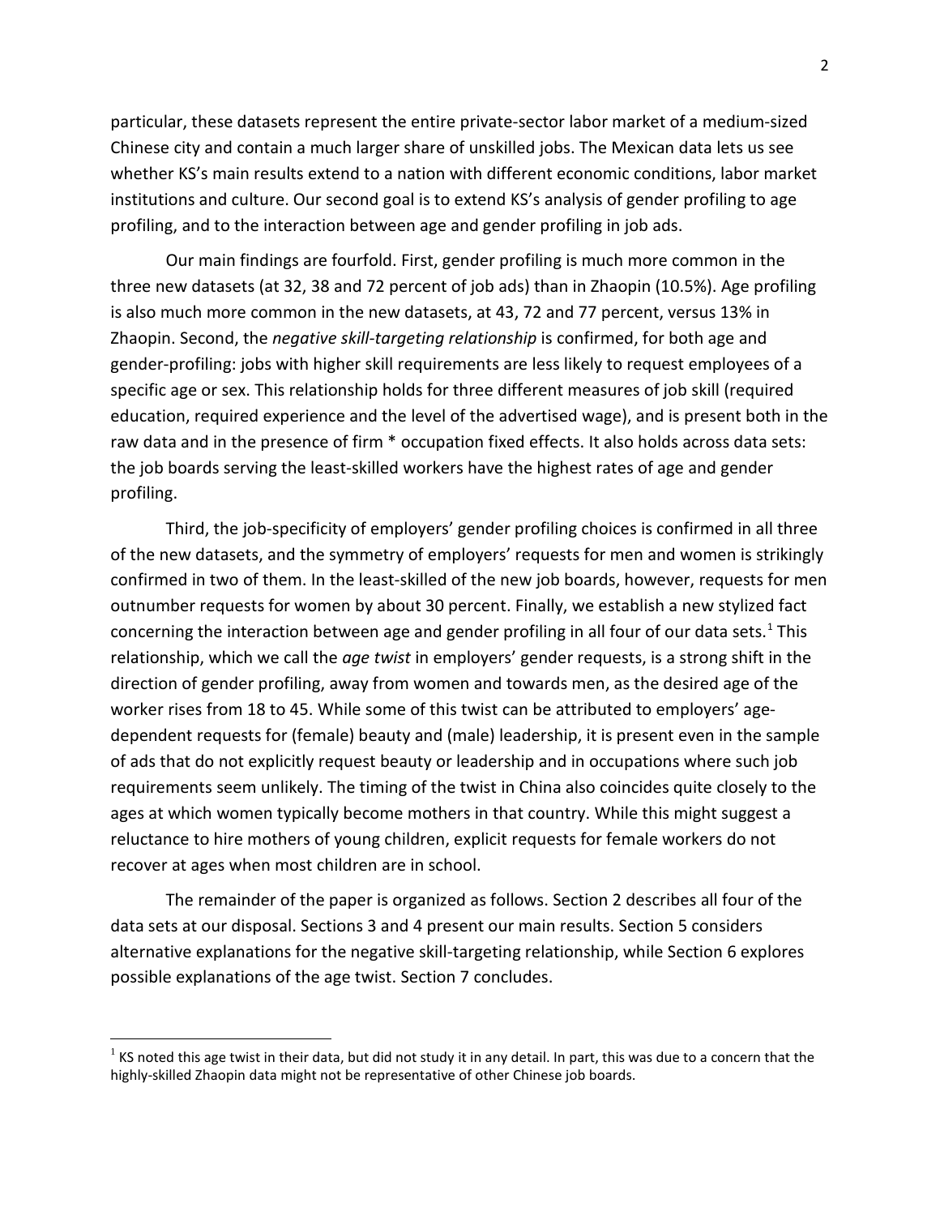particular, these datasets represent the entire private-sector labor market of a medium-sized Chinese city and contain a much larger share of unskilled jobs. The Mexican data lets us see whether KS's main results extend to a nation with different economic conditions, labor market institutions and culture. Our second goal is to extend KS's analysis of gender profiling to age profiling, and to the interaction between age and gender profiling in job ads.

Our main findings are fourfold. First, gender profiling is much more common in the three new datasets (at 32, 38 and 72 percent of job ads) than in Zhaopin (10.5%). Age profiling is also much more common in the new datasets, at 43, 72 and 77 percent, versus 13% in Zhaopin. Second, the *negative skill-targeting relationship* is confirmed, for both age and gender-profiling: jobs with higher skill requirements are less likely to request employees of a specific age or sex. This relationship holds for three different measures of job skill (required education, required experience and the level of the advertised wage), and is present both in the raw data and in the presence of firm * occupation fixed effects. It also holds across data sets: the job boards serving the least-skilled workers have the highest rates of age and gender profiling.

Third, the job-specificity of employers' gender profiling choices is confirmed in all three of the new datasets, and the symmetry of employers' requests for men and women is strikingly confirmed in two of them. In the least-skilled of the new job boards, however, requests for men outnumber requests for women by about 30 percent. Finally, we establish a new stylized fact concerning the interaction between age and gender profiling in all four of our data sets.[1] This relationship, which we call the *age twist* in employers' gender requests, is a strong shift in the direction of gender profiling, away from women and towards men, as the desired age of the worker rises from 18 to 45. While some of this twist can be attributed to employers' age-dependent requests for (female) beauty and (male) leadership, it is present even in the sample of ads that do not explicitly request beauty or leadership and in occupations where such job requirements seem unlikely. The timing of the twist in China also coincides quite closely to the ages at which women typically become mothers in that country. While this might suggest a reluctance to hire mothers of young children, explicit requests for female workers do not recover at ages when most children are in school.

The remainder of the paper is organized as follows. Section 2 describes all four of the data sets at our disposal. Sections 3 and 4 present our main results. Section 5 considers alternative explanations for the negative skill-targeting relationship, while Section 6 explores possible explanations of the age twist. Section 7 concludes.

[1] KS noted this age twist in their data, but did not study it in any detail. In part, this was due to a concern that the highly-skilled Zhaopin data might not be representative of other Chinese job boards.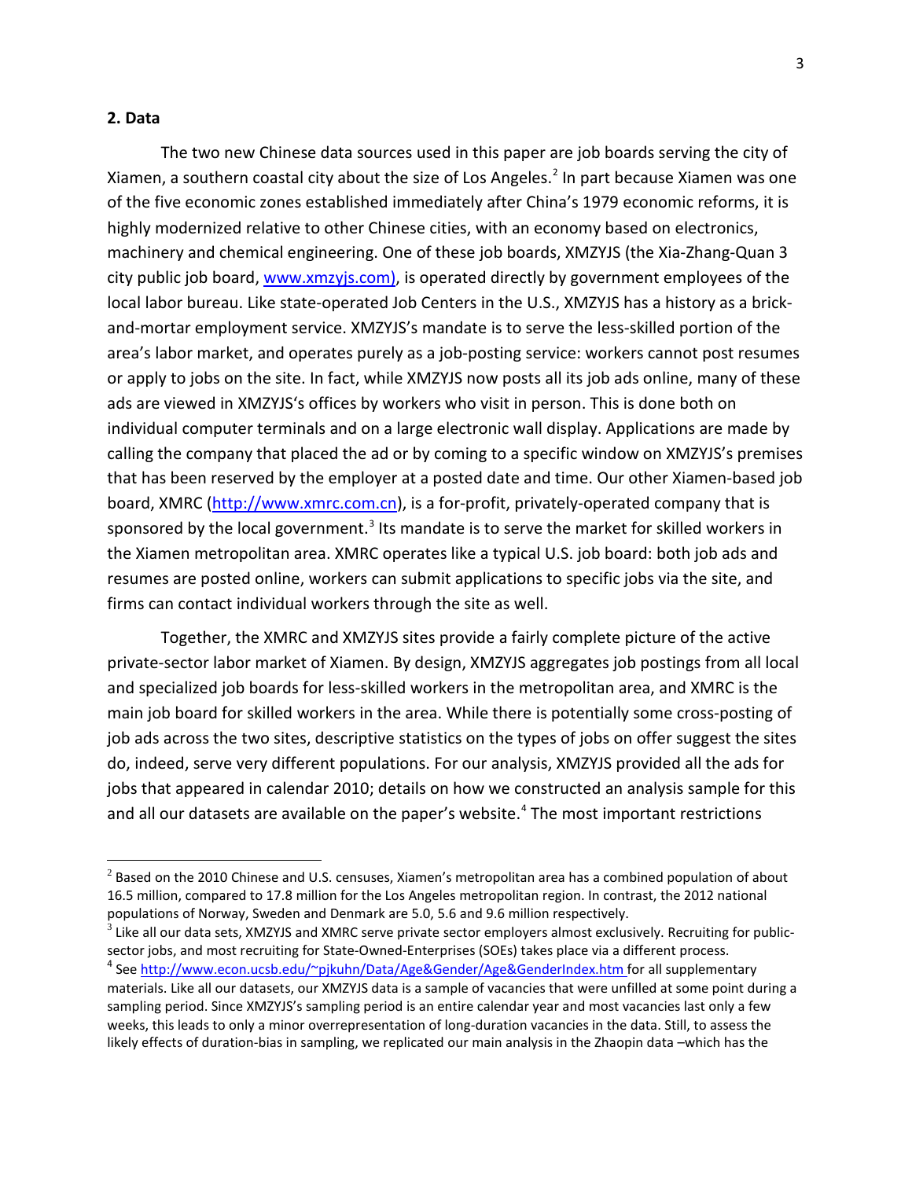## 2. Data

The two new Chinese data sources used in this paper are job boards serving the city of Xiamen, a southern coastal city about the size of Los Angeles.[2] In part because Xiamen was one of the five economic zones established immediately after China's 1979 economic reforms, it is highly modernized relative to other Chinese cities, with an economy based on electronics, machinery and chemical engineering. One of these job boards, XMZYJS (the Xia-Zhang-Quan 3 city public job board, www.xmzyjs.com), is operated directly by government employees of the local labor bureau. Like state-operated Job Centers in the U.S., XMZYJS has a history as a brick-and-mortar employment service. XMZYJS's mandate is to serve the less-skilled portion of the area's labor market, and operates purely as a job-posting service: workers cannot post resumes or apply to jobs on the site. In fact, while XMZYJS now posts all its job ads online, many of these ads are viewed in XMZYJS's offices by workers who visit in person. This is done both on individual computer terminals and on a large electronic wall display. Applications are made by calling the company that placed the ad or by coming to a specific window on XMZYJS's premises that has been reserved by the employer at a posted date and time. Our other Xiamen-based job board, XMRC (http://www.xmrc.com.cn), is a for-profit, privately-operated company that is sponsored by the local government.[3] Its mandate is to serve the market for skilled workers in the Xiamen metropolitan area. XMRC operates like a typical U.S. job board: both job ads and resumes are posted online, workers can submit applications to specific jobs via the site, and firms can contact individual workers through the site as well.

Together, the XMRC and XMZYJS sites provide a fairly complete picture of the active private-sector labor market of Xiamen. By design, XMZYJS aggregates job postings from all local and specialized job boards for less-skilled workers in the metropolitan area, and XMRC is the main job board for skilled workers in the area. While there is potentially some cross-posting of job ads across the two sites, descriptive statistics on the types of jobs on offer suggest the sites do, indeed, serve very different populations. For our analysis, XMZYJS provided all the ads for jobs that appeared in calendar 2010; details on how we constructed an analysis sample for this and all our datasets are available on the paper's website.[4] The most important restrictions

[2] Based on the 2010 Chinese and U.S. censuses, Xiamen's metropolitan area has a combined population of about 16.5 million, compared to 17.8 million for the Los Angeles metropolitan region. In contrast, the 2012 national populations of Norway, Sweden and Denmark are 5.0, 5.6 and 9.6 million respectively.

[3] Like all our data sets, XMZYJS and XMRC serve private sector employers almost exclusively. Recruiting for public-sector jobs, and most recruiting for State-Owned-Enterprises (SOEs) takes place via a different process.

[4] See http://www.econ.ucsb.edu/~pjkuhn/Data/Age&Gender/Age&GenderIndex.htm for all supplementary materials. Like all our datasets, our XMZYJS data is a sample of vacancies that were unfilled at some point during a sampling period. Since XMZYJS's sampling period is an entire calendar year and most vacancies last only a few weeks, this leads to only a minor overrepresentation of long-duration vacancies in the data. Still, to assess the likely effects of duration-bias in sampling, we replicated our main analysis in the Zhaopin data –which has the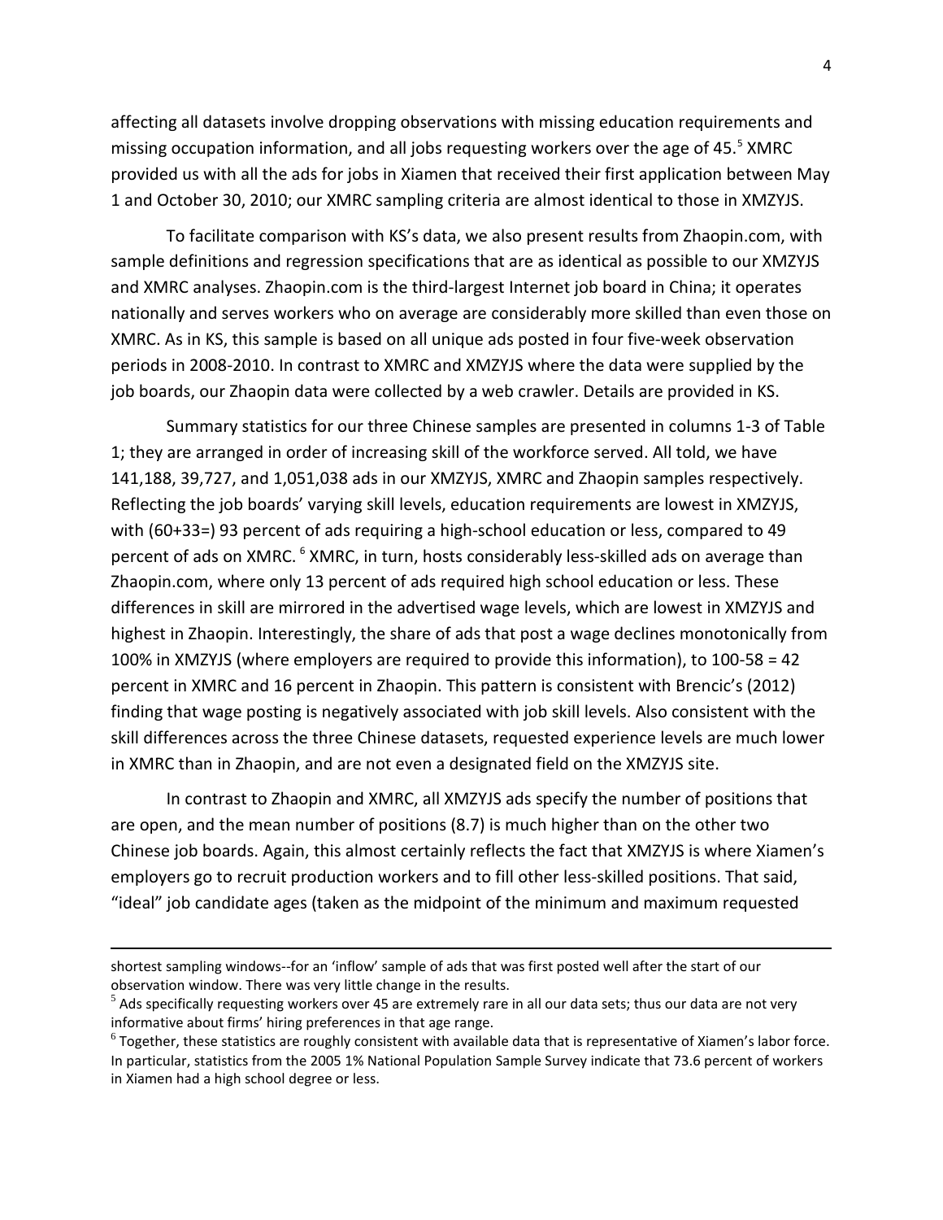affecting all datasets involve dropping observations with missing education requirements and missing occupation information, and all jobs requesting workers over the age of 45.[5] XMRC provided us with all the ads for jobs in Xiamen that received their first application between May 1 and October 30, 2010; our XMRC sampling criteria are almost identical to those in XMZYJS.

To facilitate comparison with KS's data, we also present results from Zhaopin.com, with sample definitions and regression specifications that are as identical as possible to our XMZYJS and XMRC analyses. Zhaopin.com is the third-largest Internet job board in China; it operates nationally and serves workers who on average are considerably more skilled than even those on XMRC. As in KS, this sample is based on all unique ads posted in four five-week observation periods in 2008-2010. In contrast to XMRC and XMZYJS where the data were supplied by the job boards, our Zhaopin data were collected by a web crawler. Details are provided in KS.

Summary statistics for our three Chinese samples are presented in columns 1-3 of Table 1; they are arranged in order of increasing skill of the workforce served. All told, we have 141,188, 39,727, and 1,051,038 ads in our XMZYJS, XMRC and Zhaopin samples respectively. Reflecting the job boards' varying skill levels, education requirements are lowest in XMZYJS, with (60+33=) 93 percent of ads requiring a high-school education or less, compared to 49 percent of ads on XMRC.[6] XMRC, in turn, hosts considerably less-skilled ads on average than Zhaopin.com, where only 13 percent of ads required high school education or less. These differences in skill are mirrored in the advertised wage levels, which are lowest in XMZYJS and highest in Zhaopin. Interestingly, the share of ads that post a wage declines monotonically from 100% in XMZYJS (where employers are required to provide this information), to 100-58 = 42 percent in XMRC and 16 percent in Zhaopin. This pattern is consistent with Brencic's (2012) finding that wage posting is negatively associated with job skill levels. Also consistent with the skill differences across the three Chinese datasets, requested experience levels are much lower in XMRC than in Zhaopin, and are not even a designated field on the XMZYJS site.

In contrast to Zhaopin and XMRC, all XMZYJS ads specify the number of positions that are open, and the mean number of positions (8.7) is much higher than on the other two Chinese job boards. Again, this almost certainly reflects the fact that XMZYJS is where Xiamen's employers go to recruit production workers and to fill other less-skilled positions. That said, "ideal" job candidate ages (taken as the midpoint of the minimum and maximum requested

---

shortest sampling windows--for an 'inflow' sample of ads that was first posted well after the start of our observation window. There was very little change in the results.

[5] Ads specifically requesting workers over 45 are extremely rare in all our data sets; thus our data are not very informative about firms' hiring preferences in that age range.

[6] Together, these statistics are roughly consistent with available data that is representative of Xiamen's labor force. In particular, statistics from the 2005 1% National Population Sample Survey indicate that 73.6 percent of workers in Xiamen had a high school degree or less.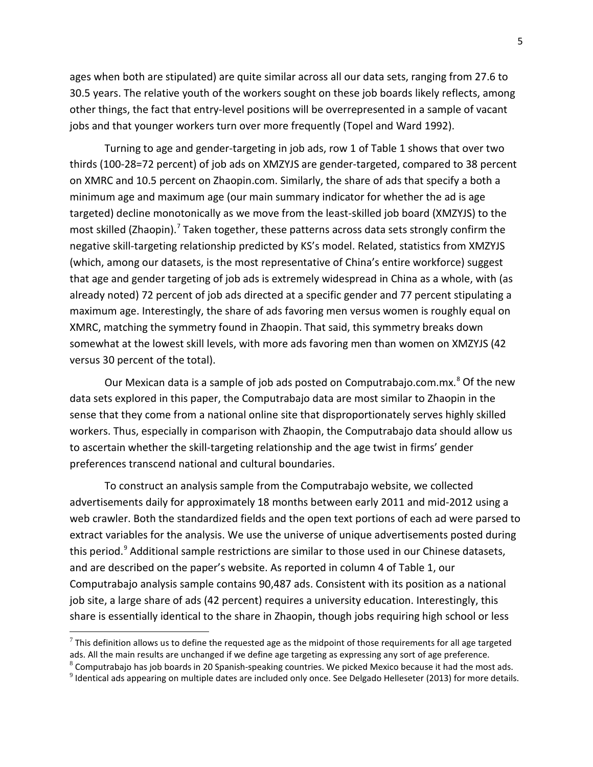ages when both are stipulated) are quite similar across all our data sets, ranging from 27.6 to 30.5 years. The relative youth of the workers sought on these job boards likely reflects, among other things, the fact that entry-level positions will be overrepresented in a sample of vacant jobs and that younger workers turn over more frequently (Topel and Ward 1992).

Turning to age and gender-targeting in job ads, row 1 of Table 1 shows that over two thirds (100-28=72 percent) of job ads on XMZYJS are gender-targeted, compared to 38 percent on XMRC and 10.5 percent on Zhaopin.com. Similarly, the share of ads that specify a both a minimum age and maximum age (our main summary indicator for whether the ad is age targeted) decline monotonically as we move from the least-skilled job board (XMZYJS) to the most skilled (Zhaopin).[7] Taken together, these patterns across data sets strongly confirm the negative skill-targeting relationship predicted by KS's model. Related, statistics from XMZYJS (which, among our datasets, is the most representative of China's entire workforce) suggest that age and gender targeting of job ads is extremely widespread in China as a whole, with (as already noted) 72 percent of job ads directed at a specific gender and 77 percent stipulating a maximum age. Interestingly, the share of ads favoring men versus women is roughly equal on XMRC, matching the symmetry found in Zhaopin. That said, this symmetry breaks down somewhat at the lowest skill levels, with more ads favoring men than women on XMZYJS (42 versus 30 percent of the total).

Our Mexican data is a sample of job ads posted on Computrabajo.com.mx.[8] Of the new data sets explored in this paper, the Computrabajo data are most similar to Zhaopin in the sense that they come from a national online site that disproportionately serves highly skilled workers. Thus, especially in comparison with Zhaopin, the Computrabajo data should allow us to ascertain whether the skill-targeting relationship and the age twist in firms' gender preferences transcend national and cultural boundaries.

To construct an analysis sample from the Computrabajo website, we collected advertisements daily for approximately 18 months between early 2011 and mid-2012 using a web crawler. Both the standardized fields and the open text portions of each ad were parsed to extract variables for the analysis. We use the universe of unique advertisements posted during this period.[9] Additional sample restrictions are similar to those used in our Chinese datasets, and are described on the paper's website. As reported in column 4 of Table 1, our Computrabajo analysis sample contains 90,487 ads. Consistent with its position as a national job site, a large share of ads (42 percent) requires a university education. Interestingly, this share is essentially identical to the share in Zhaopin, though jobs requiring high school or less

[7] This definition allows us to define the requested age as the midpoint of those requirements for all age targeted ads. All the main results are unchanged if we define age targeting as expressing any sort of age preference.

[8] Computrabajo has job boards in 20 Spanish-speaking countries. We picked Mexico because it had the most ads.

[9] Identical ads appearing on multiple dates are included only once. See Delgado Helleseter (2013) for more details.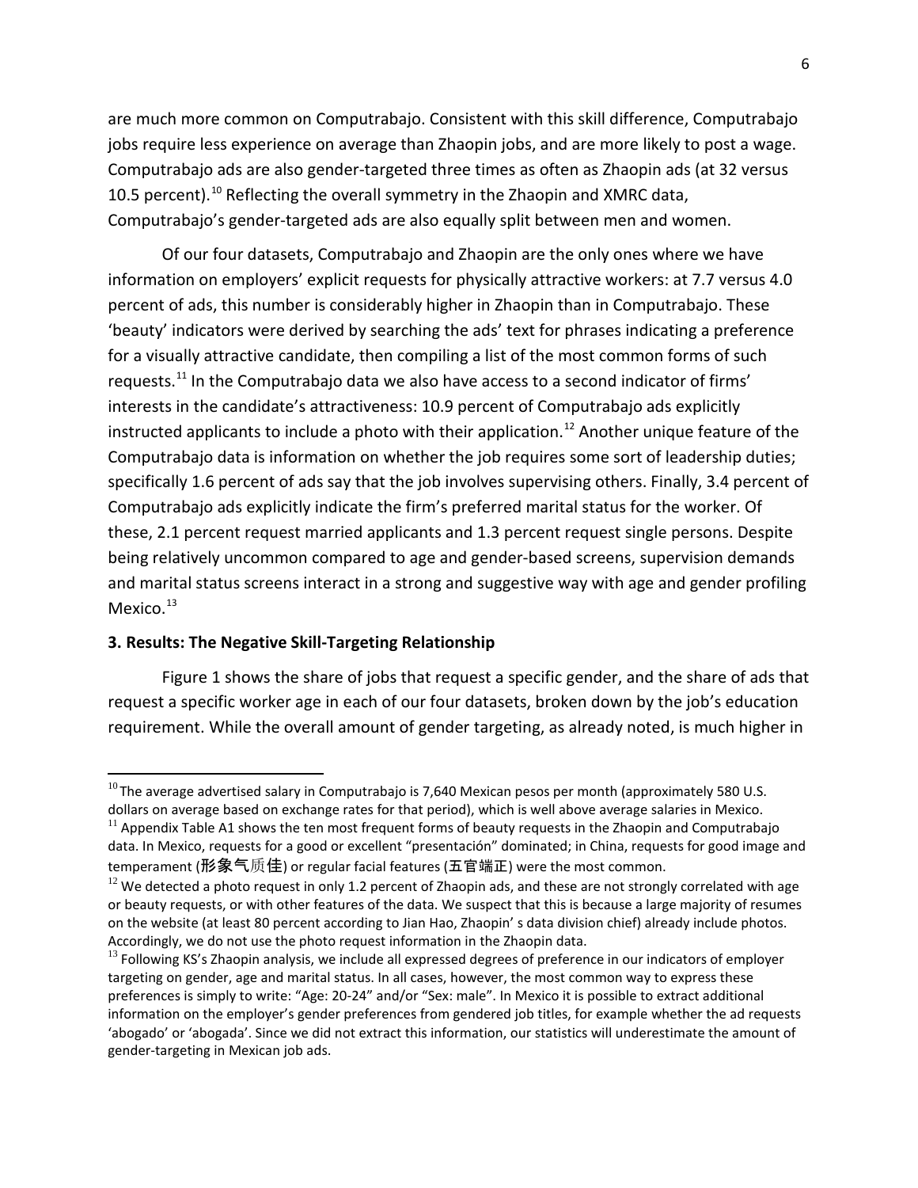are much more common on Computrabajo. Consistent with this skill difference, Computrabajo jobs require less experience on average than Zhaopin jobs, and are more likely to post a wage. Computrabajo ads are also gender-targeted three times as often as Zhaopin ads (at 32 versus 10.5 percent).[10] Reflecting the overall symmetry in the Zhaopin and XMRC data, Computrabajo's gender-targeted ads are also equally split between men and women.

Of our four datasets, Computrabajo and Zhaopin are the only ones where we have information on employers' explicit requests for physically attractive workers: at 7.7 versus 4.0 percent of ads, this number is considerably higher in Zhaopin than in Computrabajo. These 'beauty' indicators were derived by searching the ads' text for phrases indicating a preference for a visually attractive candidate, then compiling a list of the most common forms of such requests.[11] In the Computrabajo data we also have access to a second indicator of firms' interests in the candidate's attractiveness: 10.9 percent of Computrabajo ads explicitly instructed applicants to include a photo with their application.[12] Another unique feature of the Computrabajo data is information on whether the job requires some sort of leadership duties; specifically 1.6 percent of ads say that the job involves supervising others. Finally, 3.4 percent of Computrabajo ads explicitly indicate the firm's preferred marital status for the worker. Of these, 2.1 percent request married applicants and 1.3 percent request single persons. Despite being relatively uncommon compared to age and gender-based screens, supervision demands and marital status screens interact in a strong and suggestive way with age and gender profiling Mexico.[13]

### 3. Results: The Negative Skill-Targeting Relationship

Figure 1 shows the share of jobs that request a specific gender, and the share of ads that request a specific worker age in each of our four datasets, broken down by the job's education requirement. While the overall amount of gender targeting, as already noted, is much higher in

---

[10] The average advertised salary in Computrabajo is 7,640 Mexican pesos per month (approximately 580 U.S. dollars on average based on exchange rates for that period), which is well above average salaries in Mexico.

[11] Appendix Table A1 shows the ten most frequent forms of beauty requests in the Zhaopin and Computrabajo data. In Mexico, requests for a good or excellent "presentación" dominated; in China, requests for good image and temperament (形象气质佳) or regular facial features (五官端正) were the most common.

[12] We detected a photo request in only 1.2 percent of Zhaopin ads, and these are not strongly correlated with age or beauty requests, or with other features of the data. We suspect that this is because a large majority of resumes on the website (at least 80 percent according to Jian Hao, Zhaopin' s data division chief) already include photos. Accordingly, we do not use the photo request information in the Zhaopin data.

[13] Following KS's Zhaopin analysis, we include all expressed degrees of preference in our indicators of employer targeting on gender, age and marital status. In all cases, however, the most common way to express these preferences is simply to write: "Age: 20-24" and/or "Sex: male". In Mexico it is possible to extract additional information on the employer's gender preferences from gendered job titles, for example whether the ad requests 'abogado' or 'abogada'. Since we did not extract this information, our statistics will underestimate the amount of gender-targeting in Mexican job ads.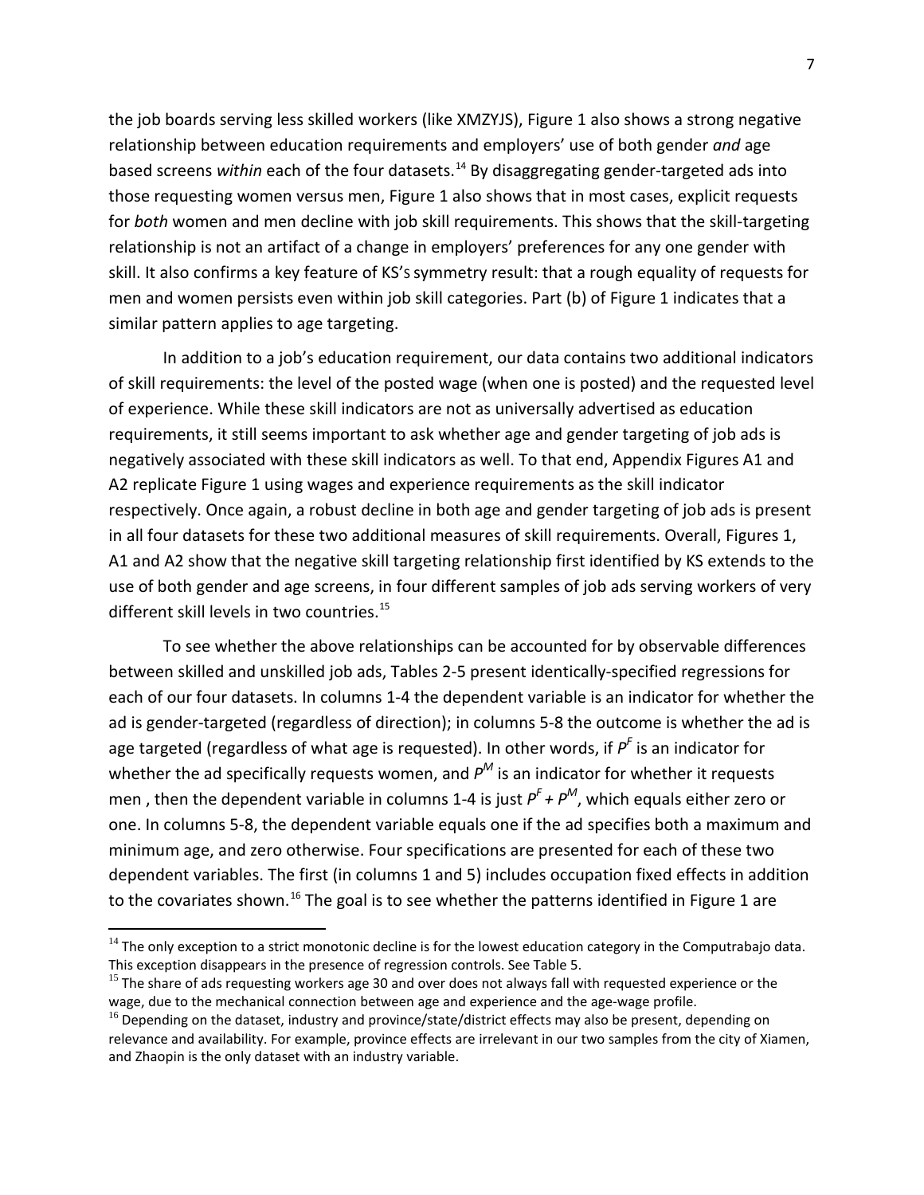the job boards serving less skilled workers (like XMZYJS), Figure 1 also shows a strong negative relationship between education requirements and employers' use of both gender *and* age based screens *within* each of the four datasets.[14] By disaggregating gender-targeted ads into those requesting women versus men, Figure 1 also shows that in most cases, explicit requests for *both* women and men decline with job skill requirements. This shows that the skill-targeting relationship is not an artifact of a change in employers' preferences for any one gender with skill. It also confirms a key feature of KS's symmetry result: that a rough equality of requests for men and women persists even within job skill categories. Part (b) of Figure 1 indicates that a similar pattern applies to age targeting.

In addition to a job's education requirement, our data contains two additional indicators of skill requirements: the level of the posted wage (when one is posted) and the requested level of experience. While these skill indicators are not as universally advertised as education requirements, it still seems important to ask whether age and gender targeting of job ads is negatively associated with these skill indicators as well. To that end, Appendix Figures A1 and A2 replicate Figure 1 using wages and experience requirements as the skill indicator respectively. Once again, a robust decline in both age and gender targeting of job ads is present in all four datasets for these two additional measures of skill requirements. Overall, Figures 1, A1 and A2 show that the negative skill targeting relationship first identified by KS extends to the use of both gender and age screens, in four different samples of job ads serving workers of very different skill levels in two countries.[15]

To see whether the above relationships can be accounted for by observable differences between skilled and unskilled job ads, Tables 2-5 present identically-specified regressions for each of our four datasets. In columns 1-4 the dependent variable is an indicator for whether the ad is gender-targeted (regardless of direction); in columns 5-8 the outcome is whether the ad is age targeted (regardless of what age is requested). In other words, if $P^F$ is an indicator for whether the ad specifically requests women, and $P^M$ is an indicator for whether it requests men , then the dependent variable in columns 1-4 is just $P^F + P^M$, which equals either zero or one. In columns 5-8, the dependent variable equals one if the ad specifies both a maximum and minimum age, and zero otherwise. Four specifications are presented for each of these two dependent variables. The first (in columns 1 and 5) includes occupation fixed effects in addition to the covariates shown.[16] The goal is to see whether the patterns identified in Figure 1 are

[14] The only exception to a strict monotonic decline is for the lowest education category in the Computrabajo data. This exception disappears in the presence of regression controls. See Table 5.

[15] The share of ads requesting workers age 30 and over does not always fall with requested experience or the wage, due to the mechanical connection between age and experience and the age-wage profile.

[16] Depending on the dataset, industry and province/state/district effects may also be present, depending on relevance and availability. For example, province effects are irrelevant in our two samples from the city of Xiamen, and Zhaopin is the only dataset with an industry variable.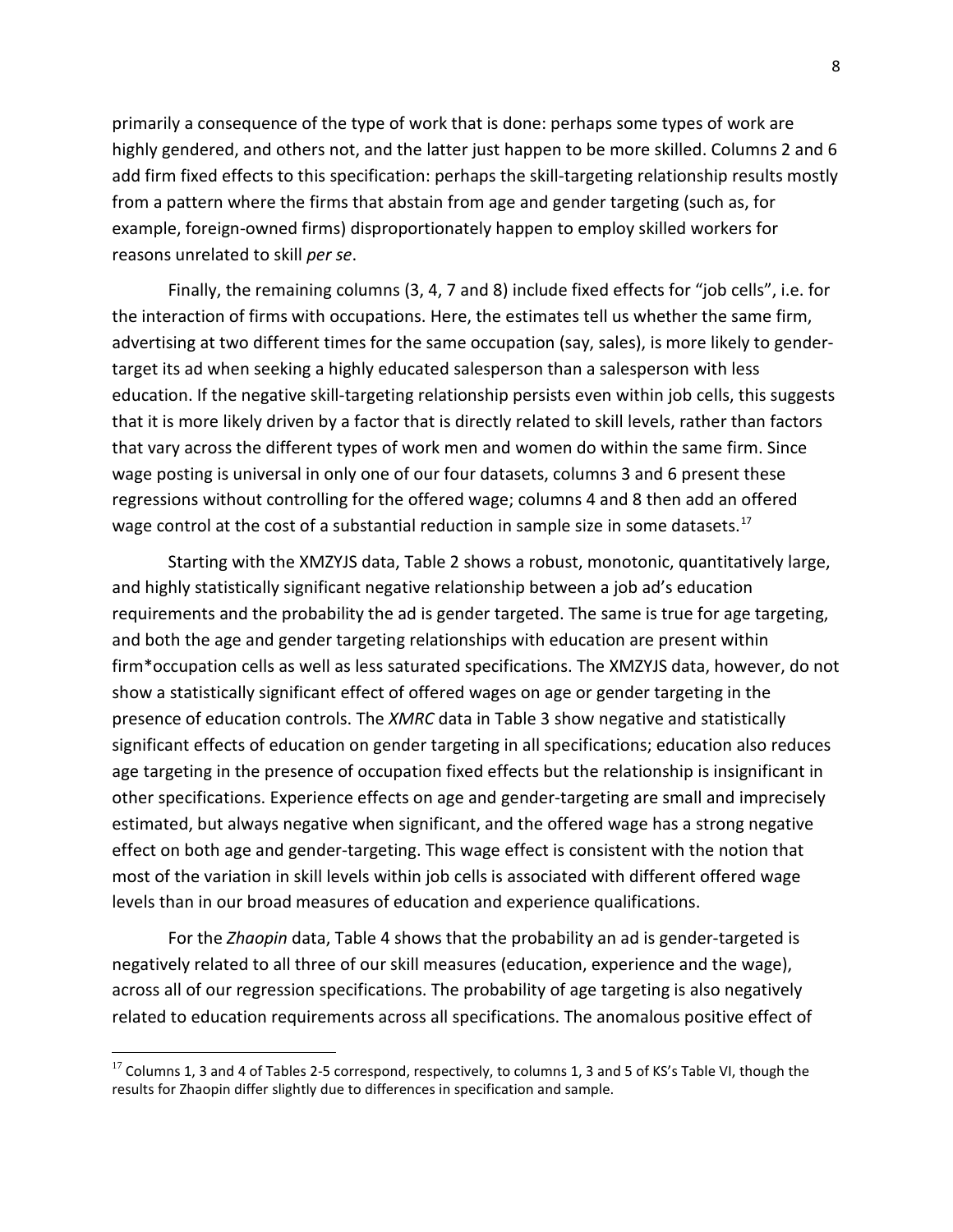primarily a consequence of the type of work that is done: perhaps some types of work are highly gendered, and others not, and the latter just happen to be more skilled. Columns 2 and 6 add firm fixed effects to this specification: perhaps the skill-targeting relationship results mostly from a pattern where the firms that abstain from age and gender targeting (such as, for example, foreign-owned firms) disproportionately happen to employ skilled workers for reasons unrelated to skill *per se*.

Finally, the remaining columns (3, 4, 7 and 8) include fixed effects for "job cells", i.e. for the interaction of firms with occupations. Here, the estimates tell us whether the same firm, advertising at two different times for the same occupation (say, sales), is more likely to gender-target its ad when seeking a highly educated salesperson than a salesperson with less education. If the negative skill-targeting relationship persists even within job cells, this suggests that it is more likely driven by a factor that is directly related to skill levels, rather than factors that vary across the different types of work men and women do within the same firm. Since wage posting is universal in only one of our four datasets, columns 3 and 6 present these regressions without controlling for the offered wage; columns 4 and 8 then add an offered wage control at the cost of a substantial reduction in sample size in some datasets.[17]

Starting with the XMZYJS data, Table 2 shows a robust, monotonic, quantitatively large, and highly statistically significant negative relationship between a job ad's education requirements and the probability the ad is gender targeted. The same is true for age targeting, and both the age and gender targeting relationships with education are present within firm*occupation cells as well as less saturated specifications. The XMZYJS data, however, do not show a statistically significant effect of offered wages on age or gender targeting in the presence of education controls. The *XMRC* data in Table 3 show negative and statistically significant effects of education on gender targeting in all specifications; education also reduces age targeting in the presence of occupation fixed effects but the relationship is insignificant in other specifications. Experience effects on age and gender-targeting are small and imprecisely estimated, but always negative when significant, and the offered wage has a strong negative effect on both age and gender-targeting. This wage effect is consistent with the notion that most of the variation in skill levels within job cells is associated with different offered wage levels than in our broad measures of education and experience qualifications.

For the *Zhaopin* data, Table 4 shows that the probability an ad is gender-targeted is negatively related to all three of our skill measures (education, experience and the wage), across all of our regression specifications. The probability of age targeting is also negatively related to education requirements across all specifications. The anomalous positive effect of

[17] Columns 1, 3 and 4 of Tables 2-5 correspond, respectively, to columns 1, 3 and 5 of KS's Table VI, though the results for Zhaopin differ slightly due to differences in specification and sample.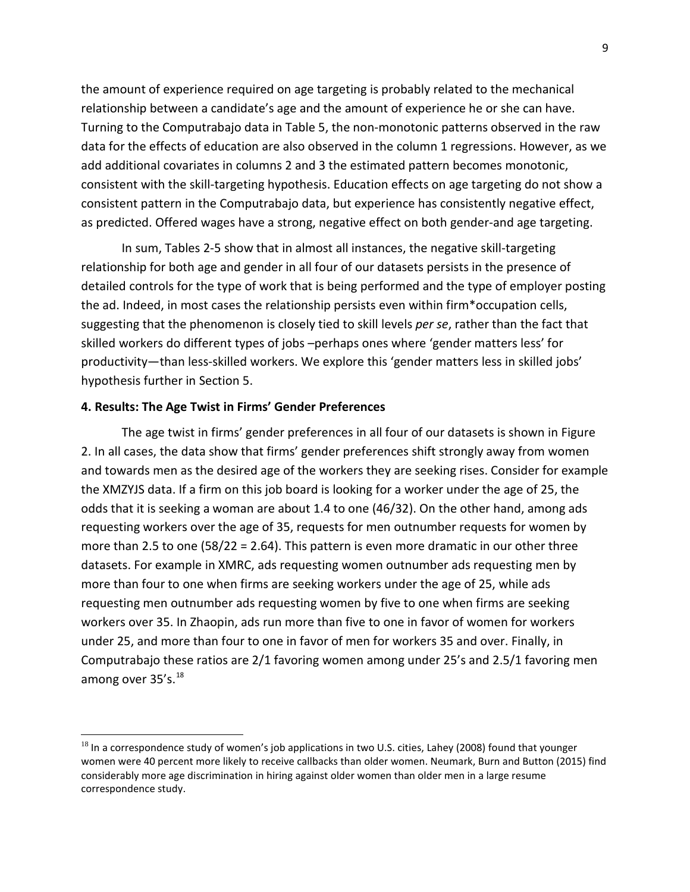the amount of experience required on age targeting is probably related to the mechanical relationship between a candidate's age and the amount of experience he or she can have. Turning to the Computrabajo data in Table 5, the non-monotonic patterns observed in the raw data for the effects of education are also observed in the column 1 regressions. However, as we add additional covariates in columns 2 and 3 the estimated pattern becomes monotonic, consistent with the skill-targeting hypothesis. Education effects on age targeting do not show a consistent pattern in the Computrabajo data, but experience has consistently negative effect, as predicted. Offered wages have a strong, negative effect on both gender-and age targeting.

In sum, Tables 2-5 show that in almost all instances, the negative skill-targeting relationship for both age and gender in all four of our datasets persists in the presence of detailed controls for the type of work that is being performed and the type of employer posting the ad. Indeed, in most cases the relationship persists even within firm*occupation cells, suggesting that the phenomenon is closely tied to skill levels *per se*, rather than the fact that skilled workers do different types of jobs –perhaps ones where 'gender matters less' for productivity—than less-skilled workers. We explore this 'gender matters less in skilled jobs' hypothesis further in Section 5.

## 4. Results: The Age Twist in Firms' Gender Preferences

The age twist in firms' gender preferences in all four of our datasets is shown in Figure 2. In all cases, the data show that firms' gender preferences shift strongly away from women and towards men as the desired age of the workers they are seeking rises. Consider for example the XMZYJS data. If a firm on this job board is looking for a worker under the age of 25, the odds that it is seeking a woman are about 1.4 to one (46/32). On the other hand, among ads requesting workers over the age of 35, requests for men outnumber requests for women by more than 2.5 to one (58/22 = 2.64). This pattern is even more dramatic in our other three datasets. For example in XMRC, ads requesting women outnumber ads requesting men by more than four to one when firms are seeking workers under the age of 25, while ads requesting men outnumber ads requesting women by five to one when firms are seeking workers over 35. In Zhaopin, ads run more than five to one in favor of women for workers under 25, and more than four to one in favor of men for workers 35 and over. Finally, in Computrabajo these ratios are 2/1 favoring women among under 25's and 2.5/1 favoring men among over 35's.[18]

[18] In a correspondence study of women's job applications in two U.S. cities, Lahey (2008) found that younger women were 40 percent more likely to receive callbacks than older women. Neumark, Burn and Button (2015) find considerably more age discrimination in hiring against older women than older men in a large resume correspondence study.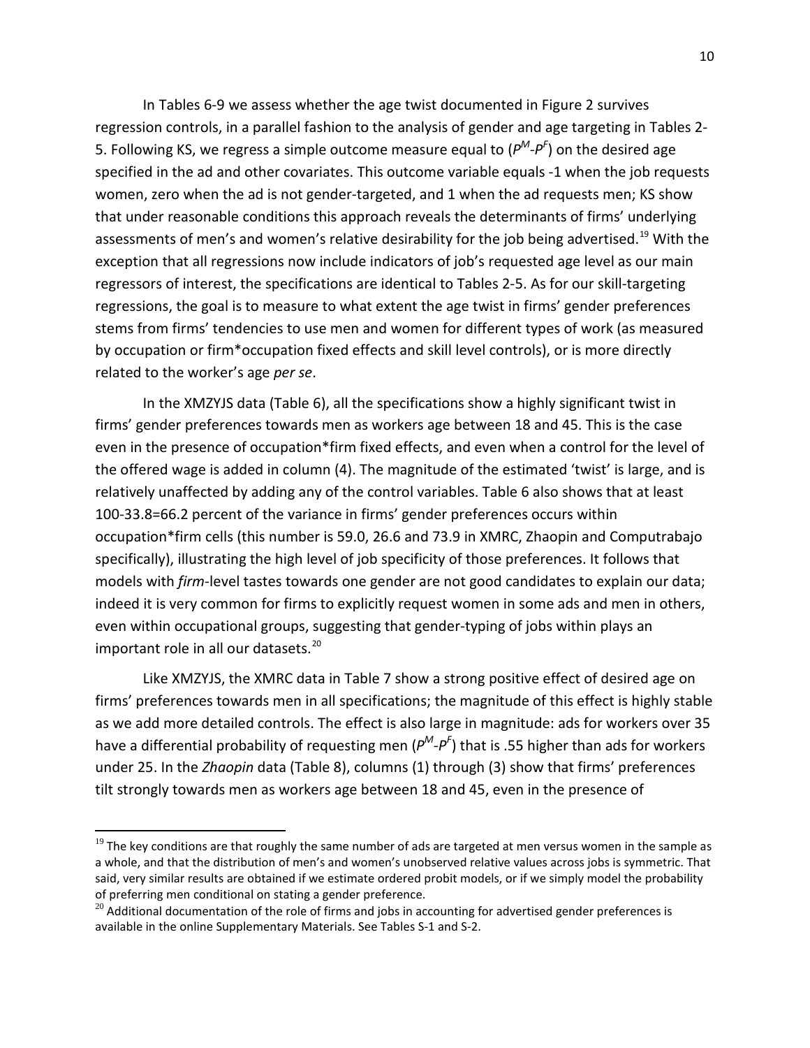In Tables 6-9 we assess whether the age twist documented in Figure 2 survives regression controls, in a parallel fashion to the analysis of gender and age targeting in Tables 2-5. Following KS, we regress a simple outcome measure equal to ($P^M$-$P^F$) on the desired age specified in the ad and other covariates. This outcome variable equals -1 when the job requests women, zero when the ad is not gender-targeted, and 1 when the ad requests men; KS show that under reasonable conditions this approach reveals the determinants of firms' underlying assessments of men's and women's relative desirability for the job being advertised.[19] With the exception that all regressions now include indicators of job's requested age level as our main regressors of interest, the specifications are identical to Tables 2-5. As for our skill-targeting regressions, the goal is to measure to what extent the age twist in firms' gender preferences stems from firms' tendencies to use men and women for different types of work (as measured by occupation or firm*occupation fixed effects and skill level controls), or is more directly related to the worker's age *per se*.

In the XMZYJS data (Table 6), all the specifications show a highly significant twist in firms' gender preferences towards men as workers age between 18 and 45. This is the case even in the presence of occupation*firm fixed effects, and even when a control for the level of the offered wage is added in column (4). The magnitude of the estimated 'twist' is large, and is relatively unaffected by adding any of the control variables. Table 6 also shows that at least 100-33.8=66.2 percent of the variance in firms' gender preferences occurs within occupation*firm cells (this number is 59.0, 26.6 and 73.9 in XMRC, Zhaopin and Computrabajo specifically), illustrating the high level of job specificity of those preferences. It follows that models with *firm*-level tastes towards one gender are not good candidates to explain our data; indeed it is very common for firms to explicitly request women in some ads and men in others, even within occupational groups, suggesting that gender-typing of jobs within plays an important role in all our datasets.[20]

Like XMZYJS, the XMRC data in Table 7 show a strong positive effect of desired age on firms' preferences towards men in all specifications; the magnitude of this effect is highly stable as we add more detailed controls. The effect is also large in magnitude: ads for workers over 35 have a differential probability of requesting men ($P^M$-$P^F$) that is .55 higher than ads for workers under 25. In the *Zhaopin* data (Table 8), columns (1) through (3) show that firms' preferences tilt strongly towards men as workers age between 18 and 45, even in the presence of

---

[19] The key conditions are that roughly the same number of ads are targeted at men versus women in the sample as a whole, and that the distribution of men's and women's unobserved relative values across jobs is symmetric. That said, very similar results are obtained if we estimate ordered probit models, or if we simply model the probability of preferring men conditional on stating a gender preference.

[20] Additional documentation of the role of firms and jobs in accounting for advertised gender preferences is available in the online Supplementary Materials. See Tables S-1 and S-2.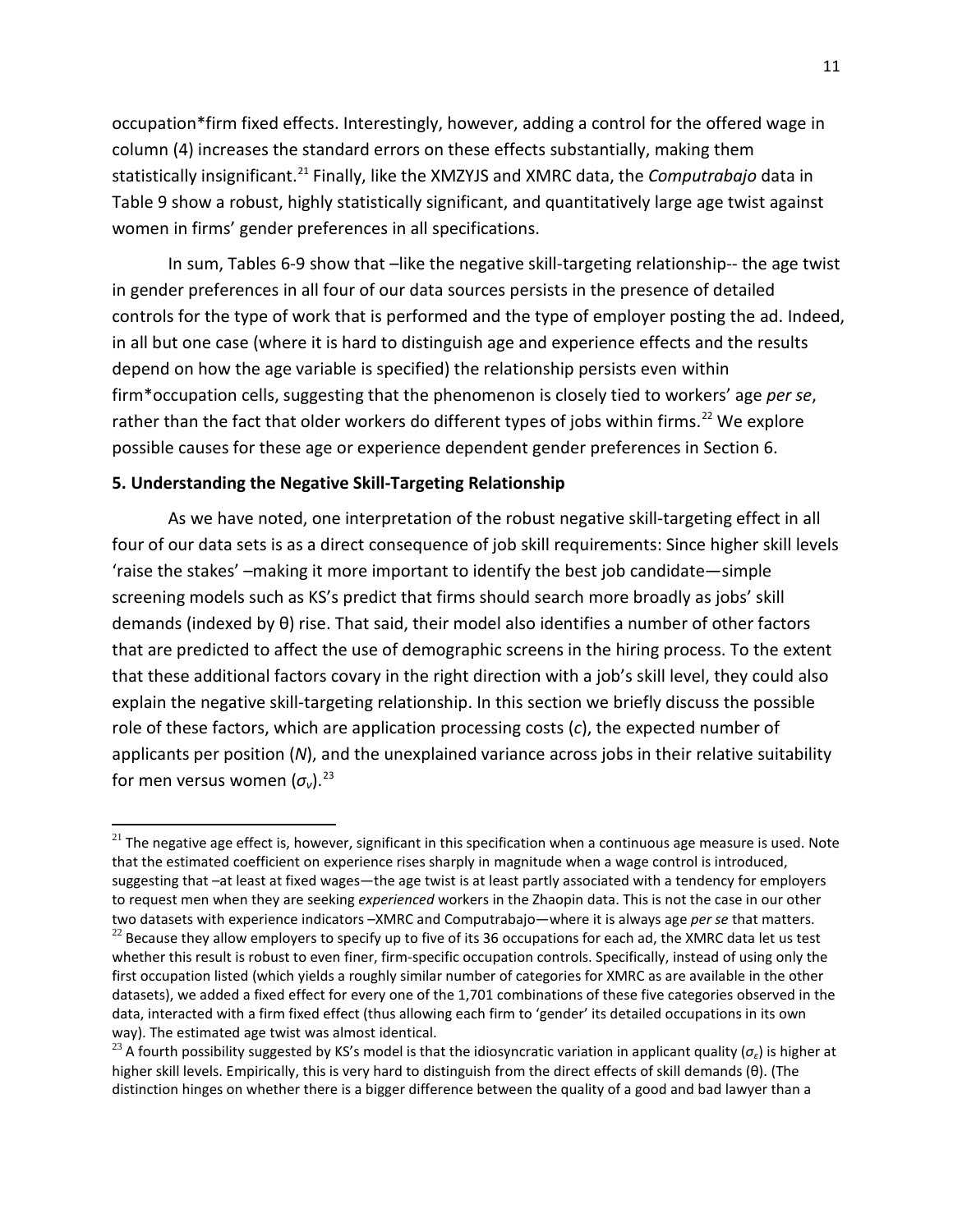occupation*firm fixed effects. Interestingly, however, adding a control for the offered wage in column (4) increases the standard errors on these effects substantially, making them statistically insignificant.[21] Finally, like the XMZYJS and XMRC data, the *Computrabajo* data in Table 9 show a robust, highly statistically significant, and quantitatively large age twist against women in firms' gender preferences in all specifications.

In sum, Tables 6-9 show that –like the negative skill-targeting relationship-- the age twist in gender preferences in all four of our data sources persists in the presence of detailed controls for the type of work that is performed and the type of employer posting the ad. Indeed, in all but one case (where it is hard to distinguish age and experience effects and the results depend on how the age variable is specified) the relationship persists even within firm*occupation cells, suggesting that the phenomenon is closely tied to workers' age *per se*, rather than the fact that older workers do different types of jobs within firms.[22] We explore possible causes for these age or experience dependent gender preferences in Section 6.

## 5. Understanding the Negative Skill-Targeting Relationship

As we have noted, one interpretation of the robust negative skill-targeting effect in all four of our data sets is as a direct consequence of job skill requirements: Since higher skill levels 'raise the stakes' –making it more important to identify the best job candidate—simple screening models such as KS's predict that firms should search more broadly as jobs' skill demands (indexed by θ) rise. That said, their model also identifies a number of other factors that are predicted to affect the use of demographic screens in the hiring process. To the extent that these additional factors covary in the right direction with a job's skill level, they could also explain the negative skill-targeting relationship. In this section we briefly discuss the possible role of these factors, which are application processing costs ($c$), the expected number of applicants per position ($N$), and the unexplained variance across jobs in their relative suitability for men versus women ($\sigma_v$).[23]

---

[21] The negative age effect is, however, significant in this specification when a continuous age measure is used. Note that the estimated coefficient on experience rises sharply in magnitude when a wage control is introduced, suggesting that –at least at fixed wages—the age twist is at least partly associated with a tendency for employers to request men when they are seeking *experienced* workers in the Zhaopin data. This is not the case in our other two datasets with experience indicators –XMRC and Computrabajo—where it is always age *per se* that matters.

[22] Because they allow employers to specify up to five of its 36 occupations for each ad, the XMRC data let us test whether this result is robust to even finer, firm-specific occupation controls. Specifically, instead of using only the first occupation listed (which yields a roughly similar number of categories for XMRC as are available in the other datasets), we added a fixed effect for every one of the 1,701 combinations of these five categories observed in the data, interacted with a firm fixed effect (thus allowing each firm to 'gender' its detailed occupations in its own way). The estimated age twist was almost identical.

[23] A fourth possibility suggested by KS's model is that the idiosyncratic variation in applicant quality ($\sigma_\varepsilon$) is higher at higher skill levels. Empirically, this is very hard to distinguish from the direct effects of skill demands (θ). (The distinction hinges on whether there is a bigger difference between the quality of a good and bad lawyer than a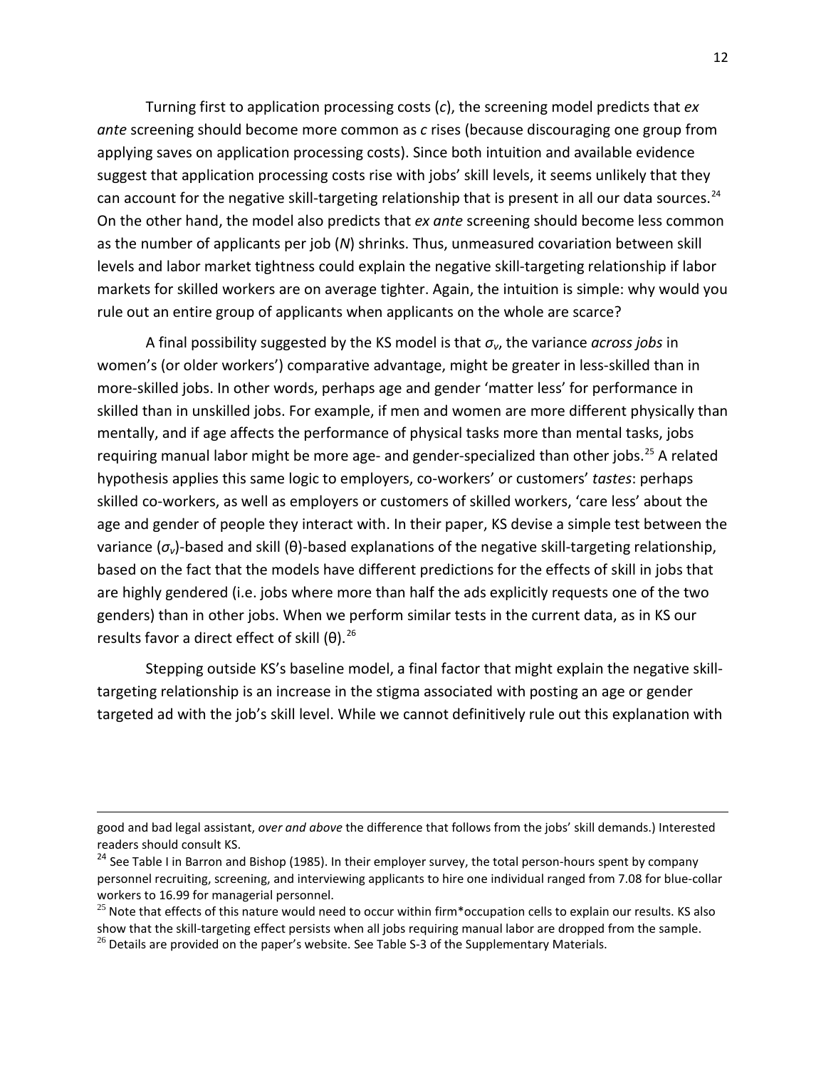Turning first to application processing costs ($c$), the screening model predicts that *ex ante* screening should become more common as $c$ rises (because discouraging one group from applying saves on application processing costs). Since both intuition and available evidence suggest that application processing costs rise with jobs' skill levels, it seems unlikely that they can account for the negative skill-targeting relationship that is present in all our data sources.[24] On the other hand, the model also predicts that *ex ante* screening should become less common as the number of applicants per job ($N$) shrinks. Thus, unmeasured covariation between skill levels and labor market tightness could explain the negative skill-targeting relationship if labor markets for skilled workers are on average tighter. Again, the intuition is simple: why would you rule out an entire group of applicants when applicants on the whole are scarce?

A final possibility suggested by the KS model is that $\sigma_v$, the variance *across jobs* in women's (or older workers') comparative advantage, might be greater in less-skilled than in more-skilled jobs. In other words, perhaps age and gender 'matter less' for performance in skilled than in unskilled jobs. For example, if men and women are more different physically than mentally, and if age affects the performance of physical tasks more than mental tasks, jobs requiring manual labor might be more age- and gender-specialized than other jobs.[25] A related hypothesis applies this same logic to employers, co-workers' or customers' *tastes*: perhaps skilled co-workers, as well as employers or customers of skilled workers, 'care less' about the age and gender of people they interact with. In their paper, KS devise a simple test between the variance ($\sigma_v$)-based and skill ($\theta$)-based explanations of the negative skill-targeting relationship, based on the fact that the models have different predictions for the effects of skill in jobs that are highly gendered (i.e. jobs where more than half the ads explicitly requests one of the two genders) than in other jobs. When we perform similar tests in the current data, as in KS our results favor a direct effect of skill ($\theta$).[26]

Stepping outside KS's baseline model, a final factor that might explain the negative skill-targeting relationship is an increase in the stigma associated with posting an age or gender targeted ad with the job's skill level. While we cannot definitively rule out this explanation with

---

good and bad legal assistant, *over and above* the difference that follows from the jobs' skill demands.) Interested readers should consult KS.

[24] See Table I in Barron and Bishop (1985). In their employer survey, the total person-hours spent by company personnel recruiting, screening, and interviewing applicants to hire one individual ranged from 7.08 for blue-collar workers to 16.99 for managerial personnel.

[25] Note that effects of this nature would need to occur within firm*occupation cells to explain our results. KS also show that the skill-targeting effect persists when all jobs requiring manual labor are dropped from the sample.

[26] Details are provided on the paper's website. See Table S-3 of the Supplementary Materials.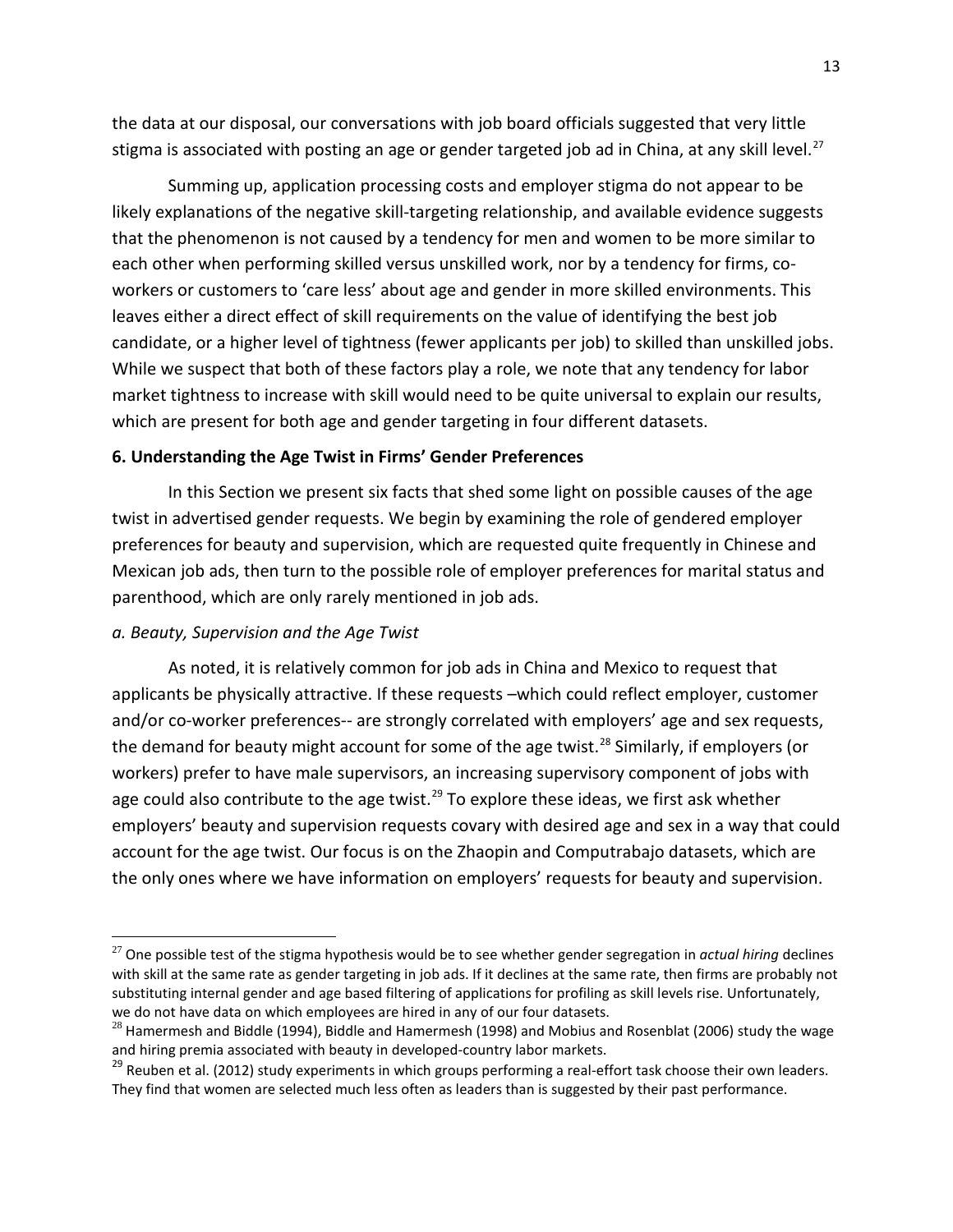the data at our disposal, our conversations with job board officials suggested that very little stigma is associated with posting an age or gender targeted job ad in China, at any skill level.[27]

Summing up, application processing costs and employer stigma do not appear to be likely explanations of the negative skill-targeting relationship, and available evidence suggests that the phenomenon is not caused by a tendency for men and women to be more similar to each other when performing skilled versus unskilled work, nor by a tendency for firms, co-workers or customers to 'care less' about age and gender in more skilled environments. This leaves either a direct effect of skill requirements on the value of identifying the best job candidate, or a higher level of tightness (fewer applicants per job) to skilled than unskilled jobs. While we suspect that both of these factors play a role, we note that any tendency for labor market tightness to increase with skill would need to be quite universal to explain our results, which are present for both age and gender targeting in four different datasets.

## 6. Understanding the Age Twist in Firms' Gender Preferences

In this Section we present six facts that shed some light on possible causes of the age twist in advertised gender requests. We begin by examining the role of gendered employer preferences for beauty and supervision, which are requested quite frequently in Chinese and Mexican job ads, then turn to the possible role of employer preferences for marital status and parenthood, which are only rarely mentioned in job ads.

### *a. Beauty, Supervision and the Age Twist*

As noted, it is relatively common for job ads in China and Mexico to request that applicants be physically attractive. If these requests –which could reflect employer, customer and/or co-worker preferences-- are strongly correlated with employers' age and sex requests, the demand for beauty might account for some of the age twist.[28] Similarly, if employers (or workers) prefer to have male supervisors, an increasing supervisory component of jobs with age could also contribute to the age twist.[29] To explore these ideas, we first ask whether employers' beauty and supervision requests covary with desired age and sex in a way that could account for the age twist. Our focus is on the Zhaopin and Computrabajo datasets, which are the only ones where we have information on employers' requests for beauty and supervision.

---

[27] One possible test of the stigma hypothesis would be to see whether gender segregation in *actual hiring* declines with skill at the same rate as gender targeting in job ads. If it declines at the same rate, then firms are probably not substituting internal gender and age based filtering of applications for profiling as skill levels rise. Unfortunately, we do not have data on which employees are hired in any of our four datasets.

[28] Hamermesh and Biddle (1994), Biddle and Hamermesh (1998) and Mobius and Rosenblat (2006) study the wage and hiring premia associated with beauty in developed-country labor markets.

[29] Reuben et al. (2012) study experiments in which groups performing a real-effort task choose their own leaders. They find that women are selected much less often as leaders than is suggested by their past performance.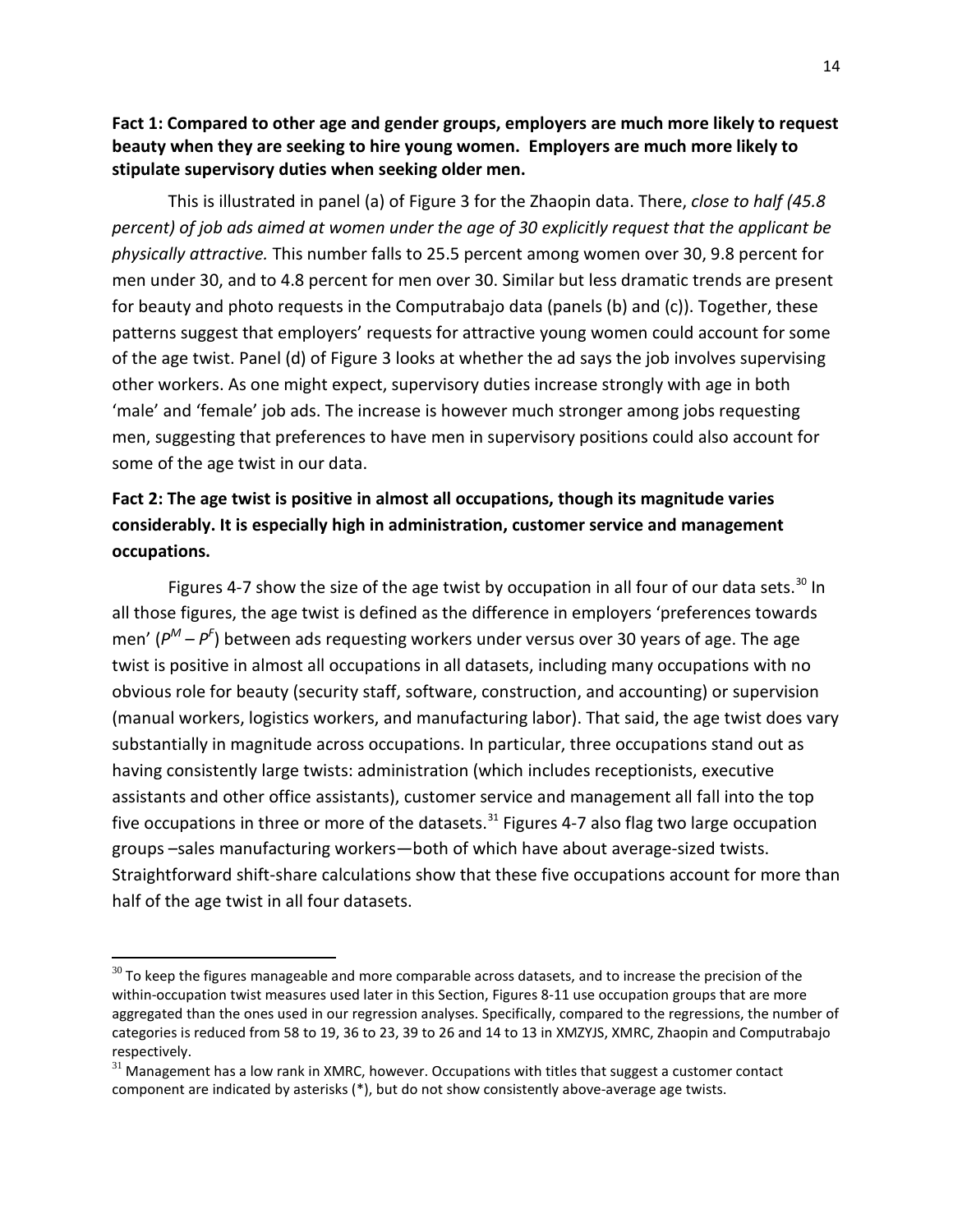**Fact 1: Compared to other age and gender groups, employers are much more likely to request beauty when they are seeking to hire young women. Employers are much more likely to stipulate supervisory duties when seeking older men.**

This is illustrated in panel (a) of Figure 3 for the Zhaopin data. There, *close to half (45.8 percent) of job ads aimed at women under the age of 30 explicitly request that the applicant be physically attractive.* This number falls to 25.5 percent among women over 30, 9.8 percent for men under 30, and to 4.8 percent for men over 30. Similar but less dramatic trends are present for beauty and photo requests in the Computrabajo data (panels (b) and (c)). Together, these patterns suggest that employers' requests for attractive young women could account for some of the age twist. Panel (d) of Figure 3 looks at whether the ad says the job involves supervising other workers. As one might expect, supervisory duties increase strongly with age in both 'male' and 'female' job ads. The increase is however much stronger among jobs requesting men, suggesting that preferences to have men in supervisory positions could also account for some of the age twist in our data.

**Fact 2: The age twist is positive in almost all occupations, though its magnitude varies considerably. It is especially high in administration, customer service and management occupations.**

Figures 4-7 show the size of the age twist by occupation in all four of our data sets.[30] In all those figures, the age twist is defined as the difference in employers 'preferences towards men' ($P^M - P^F$) between ads requesting workers under versus over 30 years of age. The age twist is positive in almost all occupations in all datasets, including many occupations with no obvious role for beauty (security staff, software, construction, and accounting) or supervision (manual workers, logistics workers, and manufacturing labor). That said, the age twist does vary substantially in magnitude across occupations. In particular, three occupations stand out as having consistently large twists: administration (which includes receptionists, executive assistants and other office assistants), customer service and management all fall into the top five occupations in three or more of the datasets.[31] Figures 4-7 also flag two large occupation groups –sales manufacturing workers—both of which have about average-sized twists. Straightforward shift-share calculations show that these five occupations account for more than half of the age twist in all four datasets.

[30] To keep the figures manageable and more comparable across datasets, and to increase the precision of the within-occupation twist measures used later in this Section, Figures 8-11 use occupation groups that are more aggregated than the ones used in our regression analyses. Specifically, compared to the regressions, the number of categories is reduced from 58 to 19, 36 to 23, 39 to 26 and 14 to 13 in XMZYJS, XMRC, Zhaopin and Computrabajo respectively.

[31] Management has a low rank in XMRC, however. Occupations with titles that suggest a customer contact component are indicated by asterisks (*), but do not show consistently above-average age twists.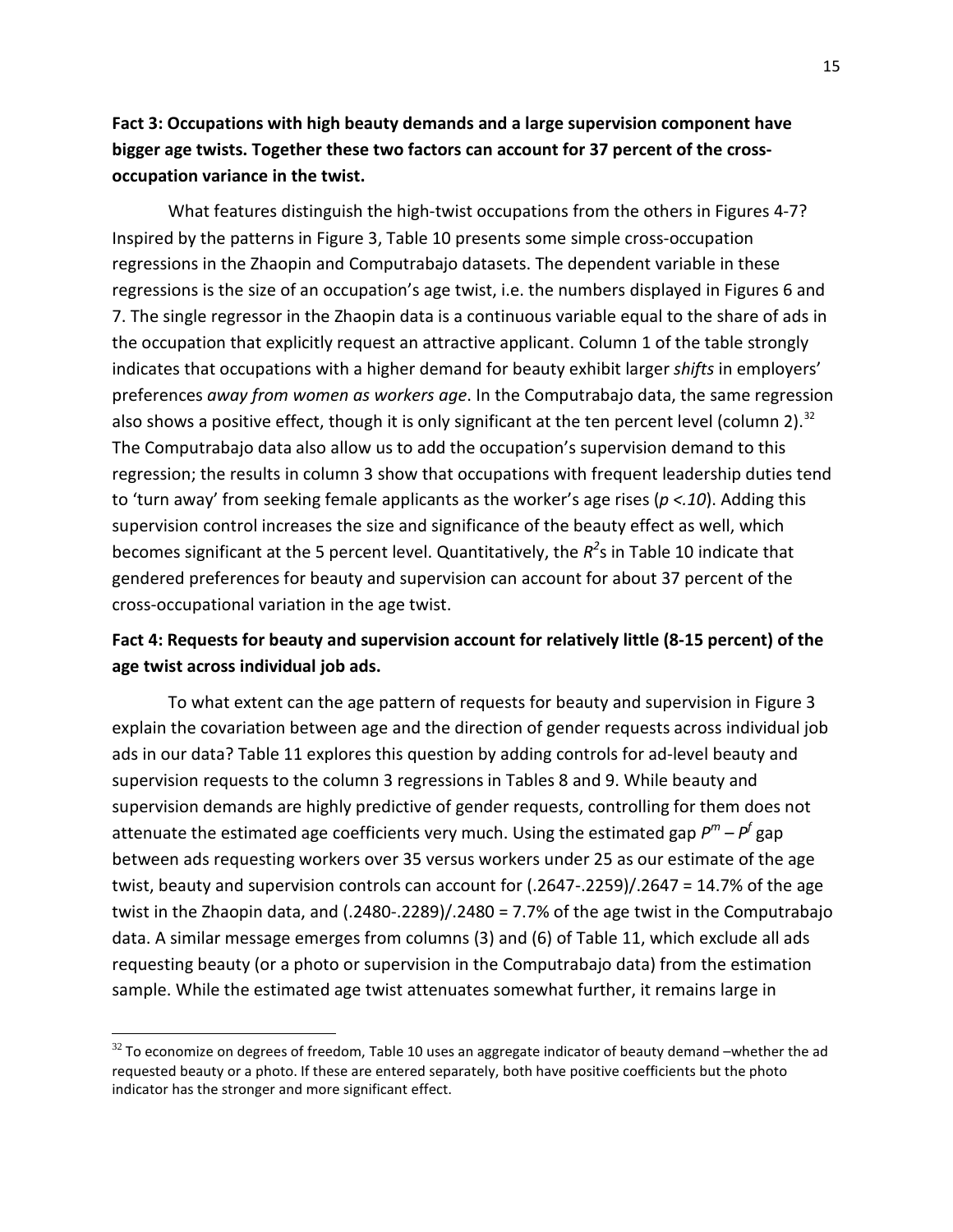**Fact 3: Occupations with high beauty demands and a large supervision component have bigger age twists. Together these two factors can account for 37 percent of the cross-occupation variance in the twist.**

What features distinguish the high-twist occupations from the others in Figures 4-7? Inspired by the patterns in Figure 3, Table 10 presents some simple cross-occupation regressions in the Zhaopin and Computrabajo datasets. The dependent variable in these regressions is the size of an occupation's age twist, i.e. the numbers displayed in Figures 6 and 7. The single regressor in the Zhaopin data is a continuous variable equal to the share of ads in the occupation that explicitly request an attractive applicant. Column 1 of the table strongly indicates that occupations with a higher demand for beauty exhibit larger *shifts* in employers' preferences *away from women as workers age*. In the Computrabajo data, the same regression also shows a positive effect, though it is only significant at the ten percent level (column 2).[32] The Computrabajo data also allow us to add the occupation's supervision demand to this regression; the results in column 3 show that occupations with frequent leadership duties tend to 'turn away' from seeking female applicants as the worker's age rises ($p < .10$). Adding this supervision control increases the size and significance of the beauty effect as well, which becomes significant at the 5 percent level. Quantitatively, the $R^2$s in Table 10 indicate that gendered preferences for beauty and supervision can account for about 37 percent of the cross-occupational variation in the age twist.

**Fact 4: Requests for beauty and supervision account for relatively little (8-15 percent) of the age twist across individual job ads.**

To what extent can the age pattern of requests for beauty and supervision in Figure 3 explain the covariation between age and the direction of gender requests across individual job ads in our data? Table 11 explores this question by adding controls for ad-level beauty and supervision requests to the column 3 regressions in Tables 8 and 9. While beauty and supervision demands are highly predictive of gender requests, controlling for them does not attenuate the estimated age coefficients very much. Using the estimated gap $P^m - P^f$ gap between ads requesting workers over 35 versus workers under 25 as our estimate of the age twist, beauty and supervision controls can account for (.2647-.2259)/.2647 = 14.7% of the age twist in the Zhaopin data, and (.2480-.2289)/.2480 = 7.7% of the age twist in the Computrabajo data. A similar message emerges from columns (3) and (6) of Table 11, which exclude all ads requesting beauty (or a photo or supervision in the Computrabajo data) from the estimation sample. While the estimated age twist attenuates somewhat further, it remains large in

[32] To economize on degrees of freedom, Table 10 uses an aggregate indicator of beauty demand –whether the ad requested beauty or a photo. If these are entered separately, both have positive coefficients but the photo indicator has the stronger and more significant effect.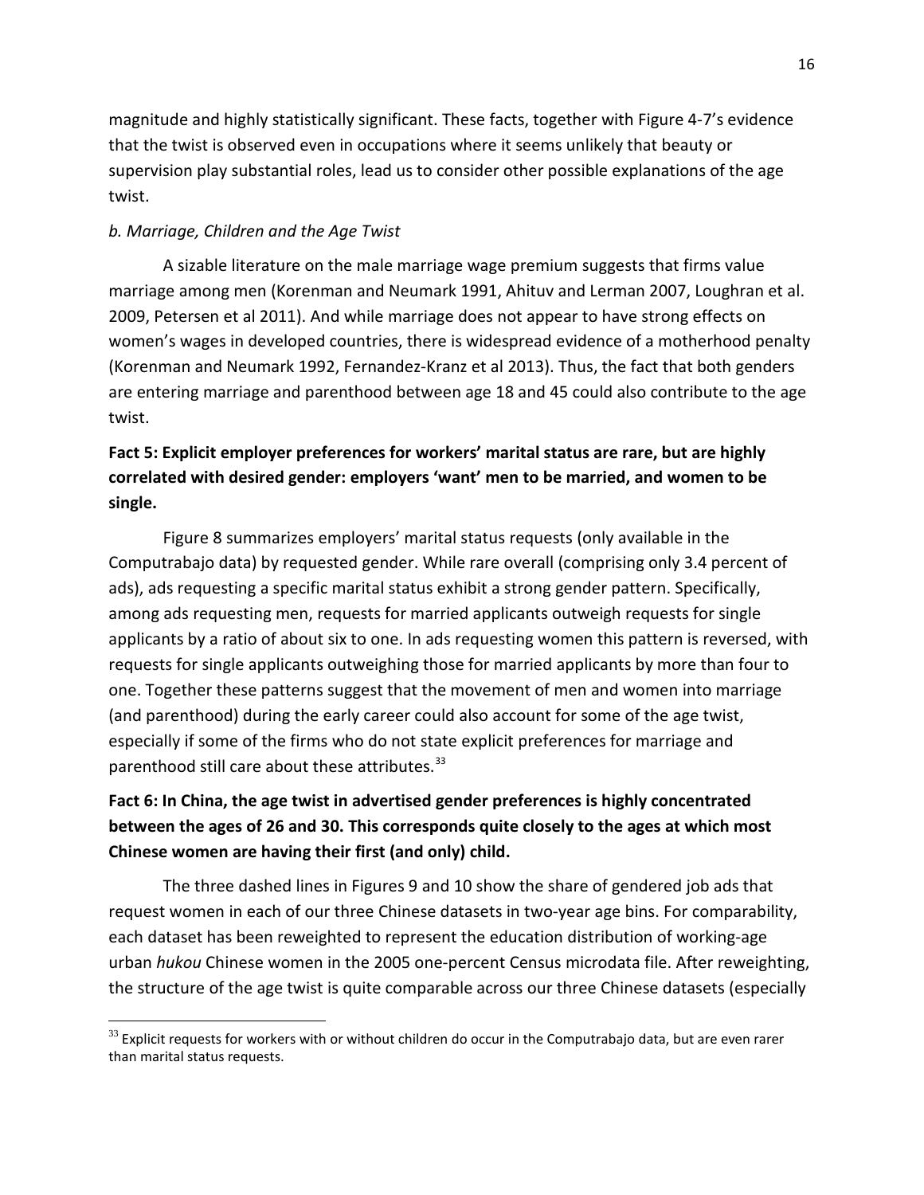magnitude and highly statistically significant. These facts, together with Figure 4-7's evidence that the twist is observed even in occupations where it seems unlikely that beauty or supervision play substantial roles, lead us to consider other possible explanations of the age twist.

### *b. Marriage, Children and the Age Twist*

A sizable literature on the male marriage wage premium suggests that firms value marriage among men (Korenman and Neumark 1991, Ahituv and Lerman 2007, Loughran et al. 2009, Petersen et al 2011). And while marriage does not appear to have strong effects on women's wages in developed countries, there is widespread evidence of a motherhood penalty (Korenman and Neumark 1992, Fernandez-Kranz et al 2013). Thus, the fact that both genders are entering marriage and parenthood between age 18 and 45 could also contribute to the age twist.

**Fact 5: Explicit employer preferences for workers' marital status are rare, but are highly correlated with desired gender: employers 'want' men to be married, and women to be single.**

Figure 8 summarizes employers' marital status requests (only available in the Computrabajo data) by requested gender. While rare overall (comprising only 3.4 percent of ads), ads requesting a specific marital status exhibit a strong gender pattern. Specifically, among ads requesting men, requests for married applicants outweigh requests for single applicants by a ratio of about six to one. In ads requesting women this pattern is reversed, with requests for single applicants outweighing those for married applicants by more than four to one. Together these patterns suggest that the movement of men and women into marriage (and parenthood) during the early career could also account for some of the age twist, especially if some of the firms who do not state explicit preferences for marriage and parenthood still care about these attributes.[33]

**Fact 6: In China, the age twist in advertised gender preferences is highly concentrated between the ages of 26 and 30. This corresponds quite closely to the ages at which most Chinese women are having their first (and only) child.**

The three dashed lines in Figures 9 and 10 show the share of gendered job ads that request women in each of our three Chinese datasets in two-year age bins. For comparability, each dataset has been reweighted to represent the education distribution of working-age urban *hukou* Chinese women in the 2005 one-percent Census microdata file. After reweighting, the structure of the age twist is quite comparable across our three Chinese datasets (especially

[33] Explicit requests for workers with or without children do occur in the Computrabajo data, but are even rarer than marital status requests.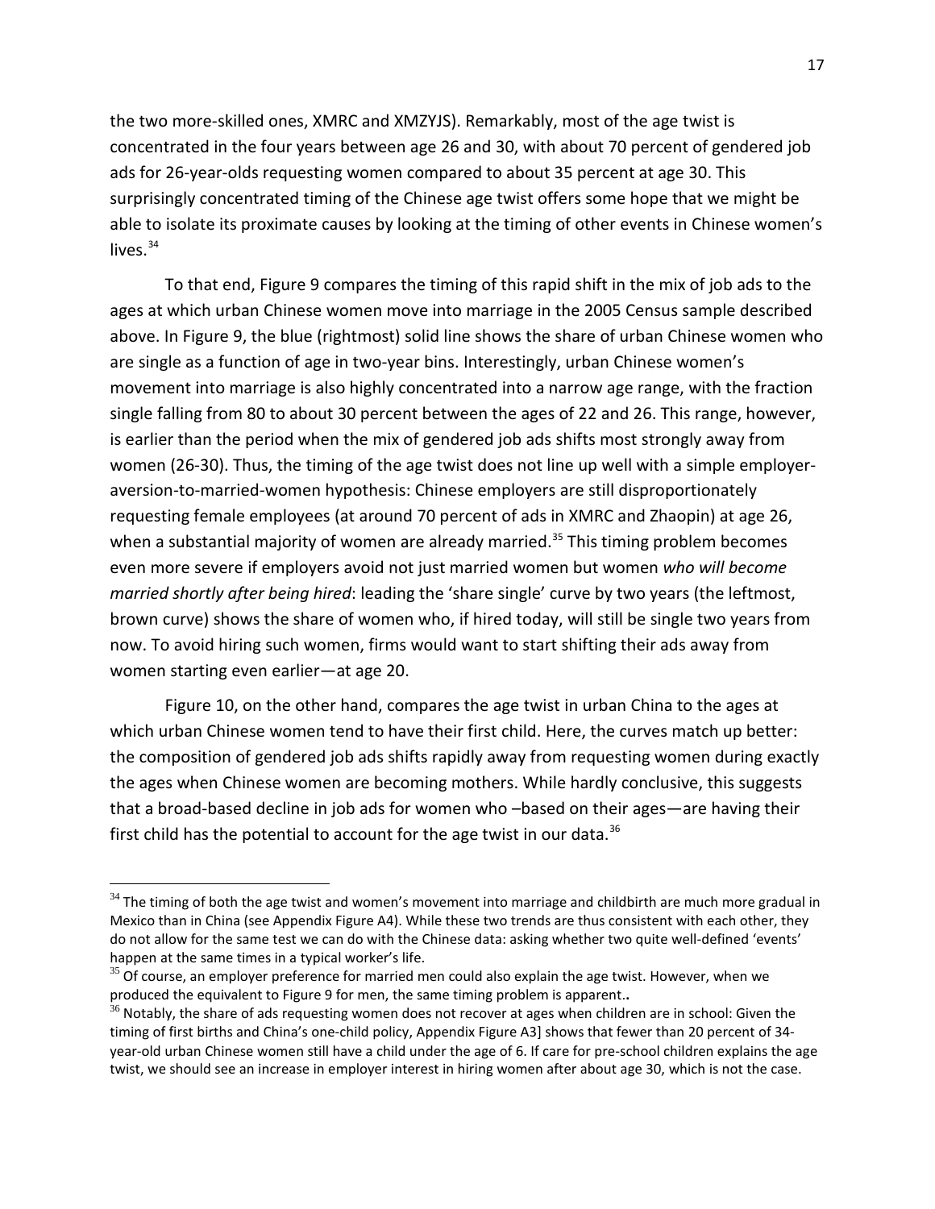the two more-skilled ones, XMRC and XMZYJS). Remarkably, most of the age twist is concentrated in the four years between age 26 and 30, with about 70 percent of gendered job ads for 26-year-olds requesting women compared to about 35 percent at age 30. This surprisingly concentrated timing of the Chinese age twist offers some hope that we might be able to isolate its proximate causes by looking at the timing of other events in Chinese women's lives.[34]

To that end, Figure 9 compares the timing of this rapid shift in the mix of job ads to the ages at which urban Chinese women move into marriage in the 2005 Census sample described above. In Figure 9, the blue (rightmost) solid line shows the share of urban Chinese women who are single as a function of age in two-year bins. Interestingly, urban Chinese women's movement into marriage is also highly concentrated into a narrow age range, with the fraction single falling from 80 to about 30 percent between the ages of 22 and 26. This range, however, is earlier than the period when the mix of gendered job ads shifts most strongly away from women (26-30). Thus, the timing of the age twist does not line up well with a simple employer-aversion-to-married-women hypothesis: Chinese employers are still disproportionately requesting female employees (at around 70 percent of ads in XMRC and Zhaopin) at age 26, when a substantial majority of women are already married.[35] This timing problem becomes even more severe if employers avoid not just married women but women *who will become married shortly after being hired*: leading the 'share single' curve by two years (the leftmost, brown curve) shows the share of women who, if hired today, will still be single two years from now. To avoid hiring such women, firms would want to start shifting their ads away from women starting even earlier—at age 20.

Figure 10, on the other hand, compares the age twist in urban China to the ages at which urban Chinese women tend to have their first child. Here, the curves match up better: the composition of gendered job ads shifts rapidly away from requesting women during exactly the ages when Chinese women are becoming mothers. While hardly conclusive, this suggests that a broad-based decline in job ads for women who –based on their ages—are having their first child has the potential to account for the age twist in our data.[36]

---

[34] The timing of both the age twist and women's movement into marriage and childbirth are much more gradual in Mexico than in China (see Appendix Figure A4). While these two trends are thus consistent with each other, they do not allow for the same test we can do with the Chinese data: asking whether two quite well-defined 'events' happen at the same times in a typical worker's life.

[35] Of course, an employer preference for married men could also explain the age twist. However, when we produced the equivalent to Figure 9 for men, the same timing problem is apparent..

[36] Notably, the share of ads requesting women does not recover at ages when children are in school: Given the timing of first births and China's one-child policy, Appendix Figure A3] shows that fewer than 20 percent of 34-year-old urban Chinese women still have a child under the age of 6. If care for pre-school children explains the age twist, we should see an increase in employer interest in hiring women after about age 30, which is not the case.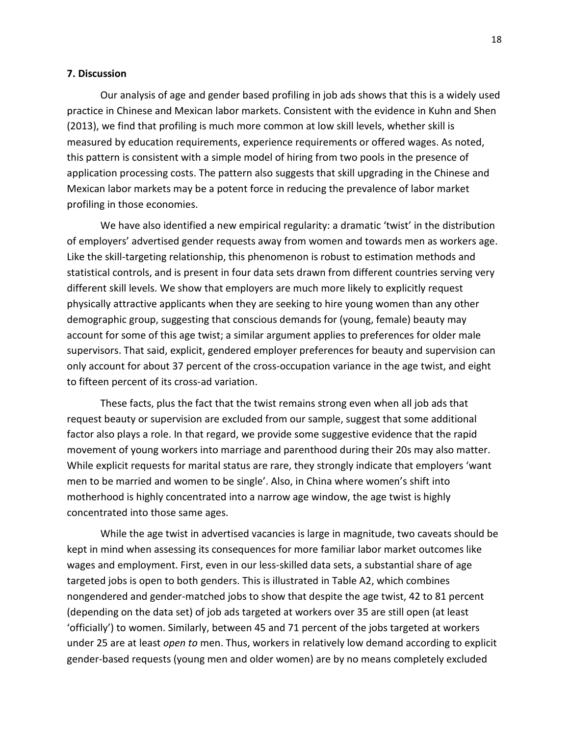## 7. Discussion

Our analysis of age and gender based profiling in job ads shows that this is a widely used practice in Chinese and Mexican labor markets. Consistent with the evidence in Kuhn and Shen (2013), we find that profiling is much more common at low skill levels, whether skill is measured by education requirements, experience requirements or offered wages. As noted, this pattern is consistent with a simple model of hiring from two pools in the presence of application processing costs. The pattern also suggests that skill upgrading in the Chinese and Mexican labor markets may be a potent force in reducing the prevalence of labor market profiling in those economies.

We have also identified a new empirical regularity: a dramatic 'twist' in the distribution of employers' advertised gender requests away from women and towards men as workers age. Like the skill-targeting relationship, this phenomenon is robust to estimation methods and statistical controls, and is present in four data sets drawn from different countries serving very different skill levels. We show that employers are much more likely to explicitly request physically attractive applicants when they are seeking to hire young women than any other demographic group, suggesting that conscious demands for (young, female) beauty may account for some of this age twist; a similar argument applies to preferences for older male supervisors. That said, explicit, gendered employer preferences for beauty and supervision can only account for about 37 percent of the cross-occupation variance in the age twist, and eight to fifteen percent of its cross-ad variation.

These facts, plus the fact that the twist remains strong even when all job ads that request beauty or supervision are excluded from our sample, suggest that some additional factor also plays a role. In that regard, we provide some suggestive evidence that the rapid movement of young workers into marriage and parenthood during their 20s may also matter. While explicit requests for marital status are rare, they strongly indicate that employers 'want men to be married and women to be single'. Also, in China where women's shift into motherhood is highly concentrated into a narrow age window, the age twist is highly concentrated into those same ages.

While the age twist in advertised vacancies is large in magnitude, two caveats should be kept in mind when assessing its consequences for more familiar labor market outcomes like wages and employment. First, even in our less-skilled data sets, a substantial share of age targeted jobs is open to both genders. This is illustrated in Table A2, which combines nongendered and gender-matched jobs to show that despite the age twist, 42 to 81 percent (depending on the data set) of job ads targeted at workers over 35 are still open (at least 'officially') to women. Similarly, between 45 and 71 percent of the jobs targeted at workers under 25 are at least *open to* men. Thus, workers in relatively low demand according to explicit gender-based requests (young men and older women) are by no means completely excluded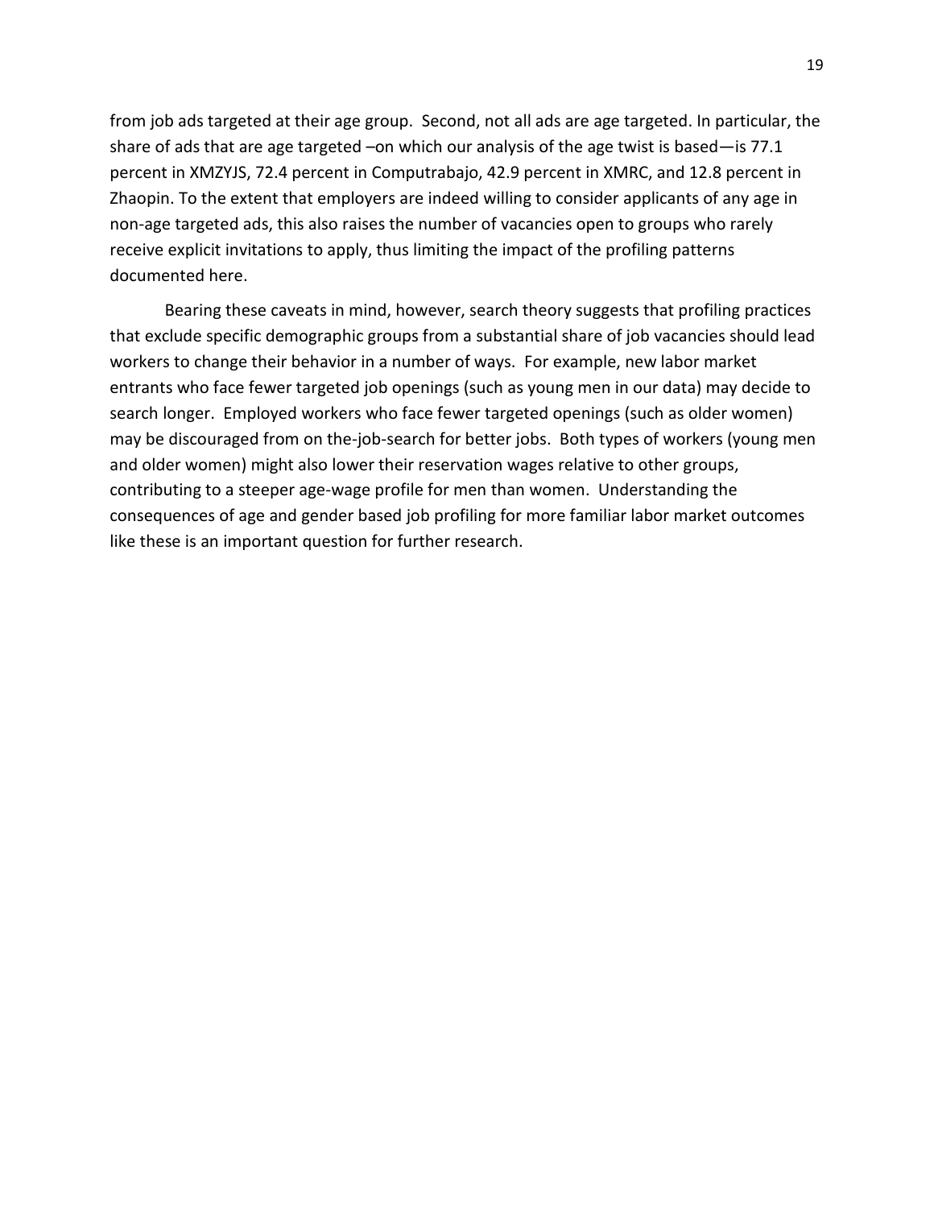from job ads targeted at their age group. Second, not all ads are age targeted. In particular, the share of ads that are age targeted –on which our analysis of the age twist is based—is 77.1 percent in XMZYJS, 72.4 percent in Computrabajo, 42.9 percent in XMRC, and 12.8 percent in Zhaopin. To the extent that employers are indeed willing to consider applicants of any age in non-age targeted ads, this also raises the number of vacancies open to groups who rarely receive explicit invitations to apply, thus limiting the impact of the profiling patterns documented here.

Bearing these caveats in mind, however, search theory suggests that profiling practices that exclude specific demographic groups from a substantial share of job vacancies should lead workers to change their behavior in a number of ways. For example, new labor market entrants who face fewer targeted job openings (such as young men in our data) may decide to search longer. Employed workers who face fewer targeted openings (such as older women) may be discouraged from on the-job-search for better jobs. Both types of workers (young men and older women) might also lower their reservation wages relative to other groups, contributing to a steeper age-wage profile for men than women. Understanding the consequences of age and gender based job profiling for more familiar labor market outcomes like these is an important question for further research.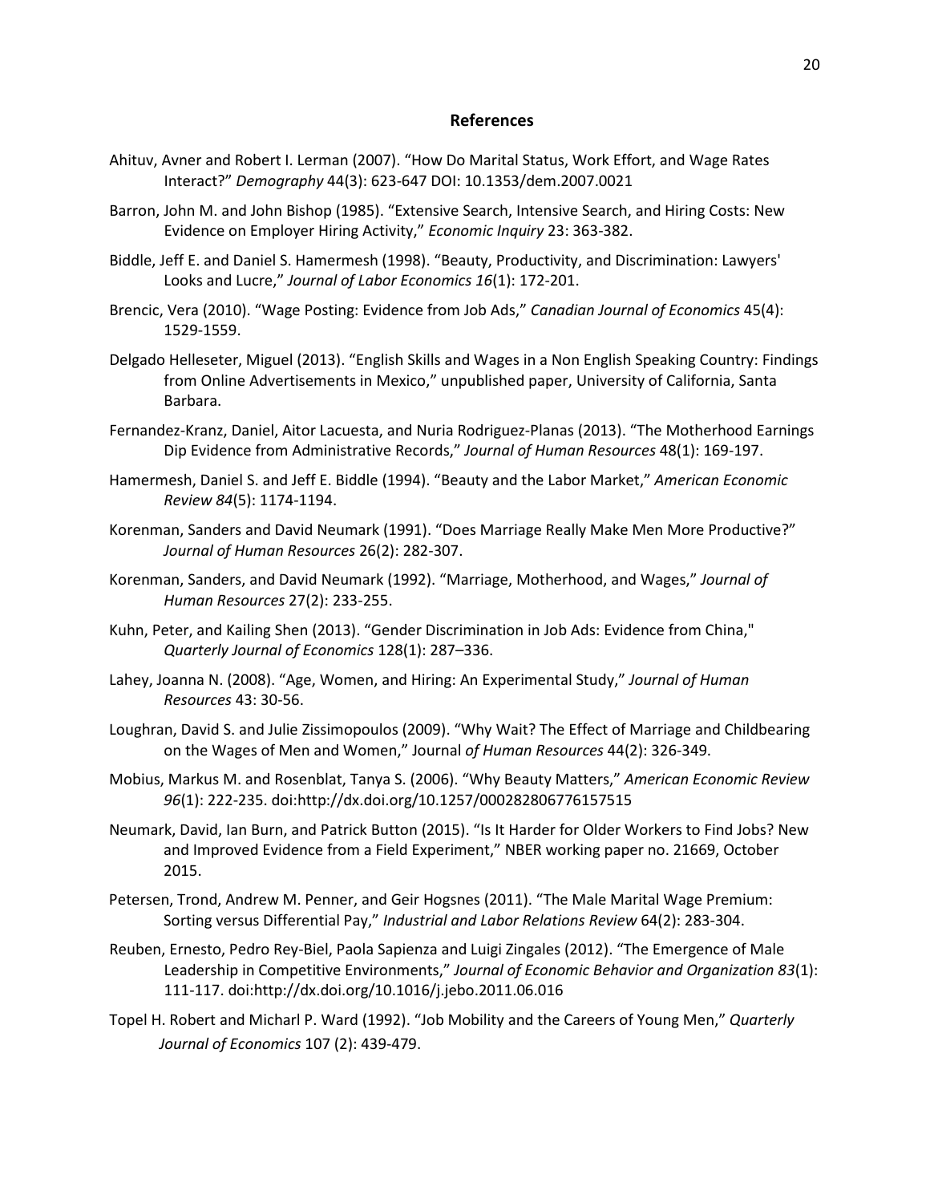## References

Ahituv, Avner and Robert I. Lerman (2007). "How Do Marital Status, Work Effort, and Wage Rates Interact?" *Demography* 44(3): 623-647 DOI: 10.1353/dem.2007.0021

Barron, John M. and John Bishop (1985). "Extensive Search, Intensive Search, and Hiring Costs: New Evidence on Employer Hiring Activity," *Economic Inquiry* 23: 363-382.

Biddle, Jeff E. and Daniel S. Hamermesh (1998). "Beauty, Productivity, and Discrimination: Lawyers' Looks and Lucre," *Journal of Labor Economics 16*(1): 172-201.

Brencic, Vera (2010). "Wage Posting: Evidence from Job Ads," *Canadian Journal of Economics* 45(4): 1529-1559.

Delgado Helleseter, Miguel (2013). "English Skills and Wages in a Non English Speaking Country: Findings from Online Advertisements in Mexico," unpublished paper, University of California, Santa Barbara.

Fernandez-Kranz, Daniel, Aitor Lacuesta, and Nuria Rodriguez-Planas (2013). "The Motherhood Earnings Dip Evidence from Administrative Records," *Journal of Human Resources* 48(1): 169-197.

Hamermesh, Daniel S. and Jeff E. Biddle (1994). "Beauty and the Labor Market," *American Economic Review 84*(5): 1174-1194.

Korenman, Sanders and David Neumark (1991). "Does Marriage Really Make Men More Productive?" *Journal of Human Resources* 26(2): 282-307.

Korenman, Sanders, and David Neumark (1992). "Marriage, Motherhood, and Wages," *Journal of Human Resources* 27(2): 233-255.

Kuhn, Peter, and Kailing Shen (2013). "Gender Discrimination in Job Ads: Evidence from China," *Quarterly Journal of Economics* 128(1): 287–336.

Lahey, Joanna N. (2008). "Age, Women, and Hiring: An Experimental Study," *Journal of Human Resources* 43: 30-56.

Loughran, David S. and Julie Zissimopoulos (2009). "Why Wait? The Effect of Marriage and Childbearing on the Wages of Men and Women," Journal *of Human Resources* 44(2): 326-349.

Mobius, Markus M. and Rosenblat, Tanya S. (2006). "Why Beauty Matters," *American Economic Review 96*(1): 222-235. doi:http://dx.doi.org/10.1257/000282806776157515

Neumark, David, Ian Burn, and Patrick Button (2015). "Is It Harder for Older Workers to Find Jobs? New and Improved Evidence from a Field Experiment," NBER working paper no. 21669, October 2015.

Petersen, Trond, Andrew M. Penner, and Geir Hogsnes (2011). "The Male Marital Wage Premium: Sorting versus Differential Pay," *Industrial and Labor Relations Review* 64(2): 283-304.

Reuben, Ernesto, Pedro Rey-Biel, Paola Sapienza and Luigi Zingales (2012). "The Emergence of Male Leadership in Competitive Environments," *Journal of Economic Behavior and Organization 83*(1): 111-117. doi:http://dx.doi.org/10.1016/j.jebo.2011.06.016

Topel H. Robert and Micharl P. Ward (1992). "Job Mobility and the Careers of Young Men," *Quarterly Journal of Economics* 107 (2): 439-479.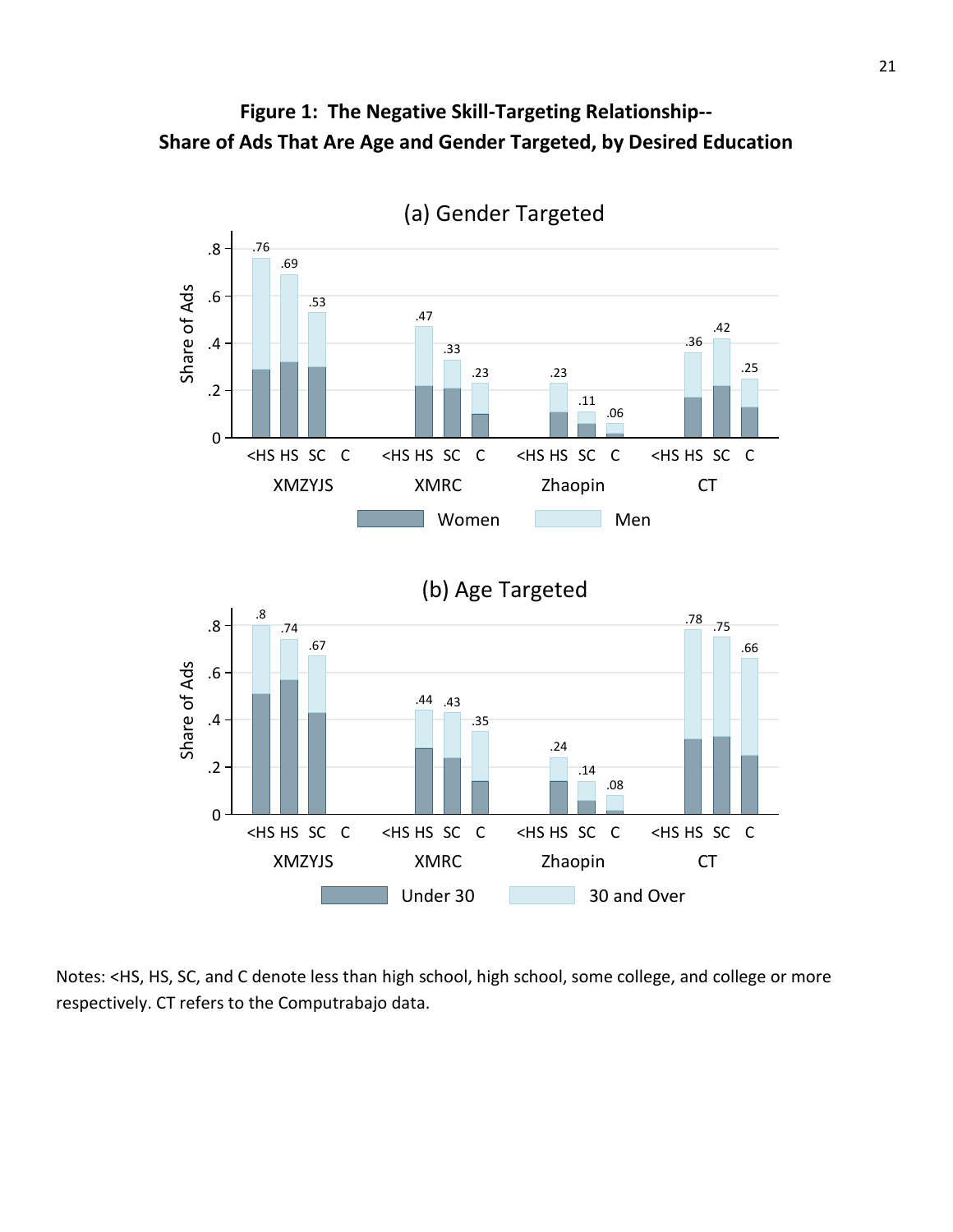**Figure 1: The Negative Skill-Targeting Relationship--**
**Share of Ads That Are Age and Gender Targeted, by Desired Education**

(a) Gender Targeted

(b) Age Targeted

Notes: <HS, HS, SC, and C denote less than high school, high school, some college, and college or more respectively. CT refers to the Computrabajo data.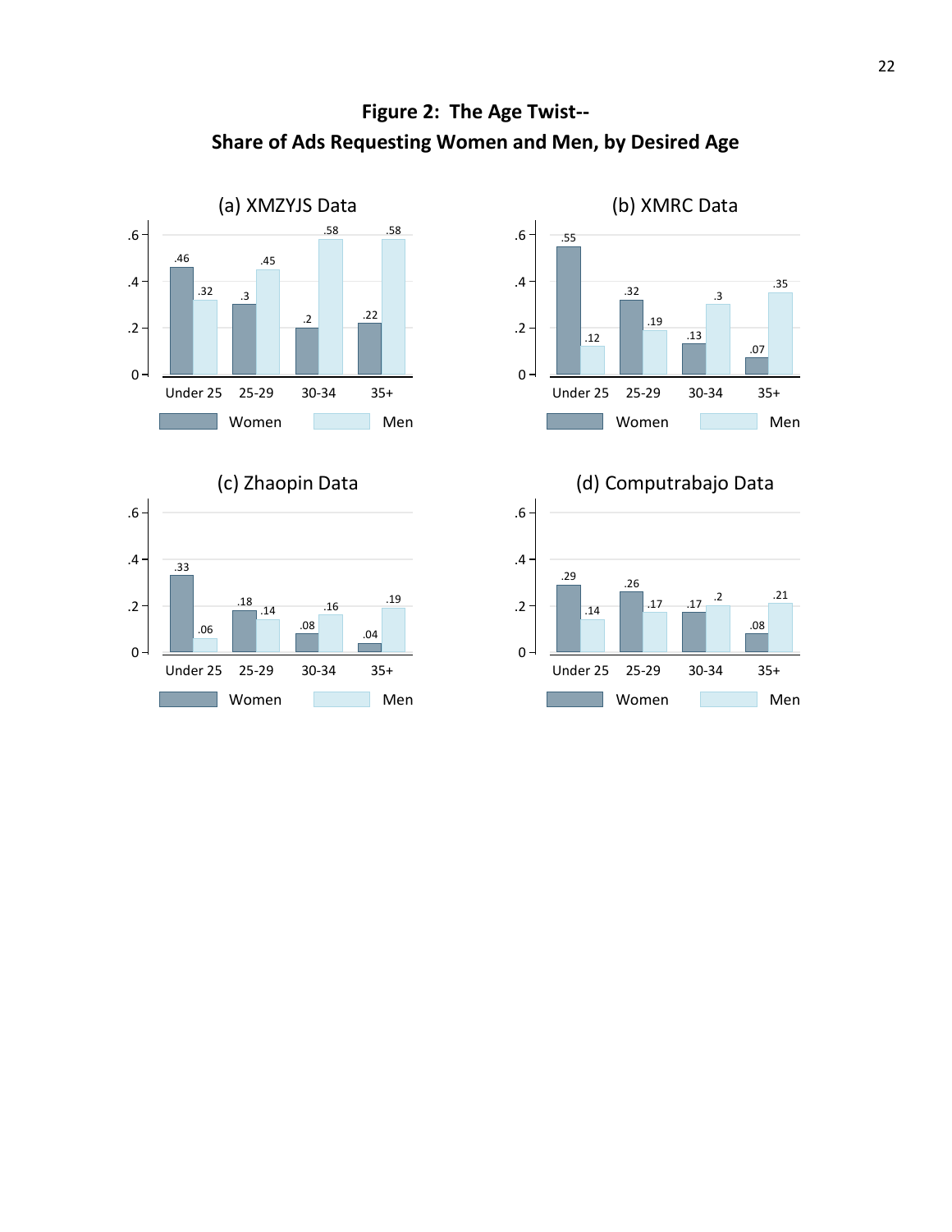**Figure 2: The Age Twist--**
**Share of Ads Requesting Women and Men, by Desired Age**

(a) XMZYJS Data

| Desired Age | Women | Men |
|---|---|---|
| Under 25 | .46 | .32 |
| 25-29 | .3 | .45 |
| 30-34 | .2 | .58 |
| 35+ | .22 | .58 |

(b) XMRC Data

| Desired Age | Women | Men |
|---|---|---|
| Under 25 | .55 | .12 |
| 25-29 | .32 | .19 |
| 30-34 | .13 | .3 |
| 35+ | .07 | .35 |

(c) Zhaopin Data

| Desired Age | Women | Men |
|---|---|---|
| Under 25 | .33 | .06 |
| 25-29 | .18 | .14 |
| 30-34 | .08 | .16 |
| 35+ | .04 | .19 |

(d) Computrabajo Data

| Desired Age | Women | Men |
|---|---|---|
| Under 25 | .29 | .14 |
| 25-29 | .26 | .17 |
| 30-34 | .17 | .2 |
| 35+ | .08 | .21 |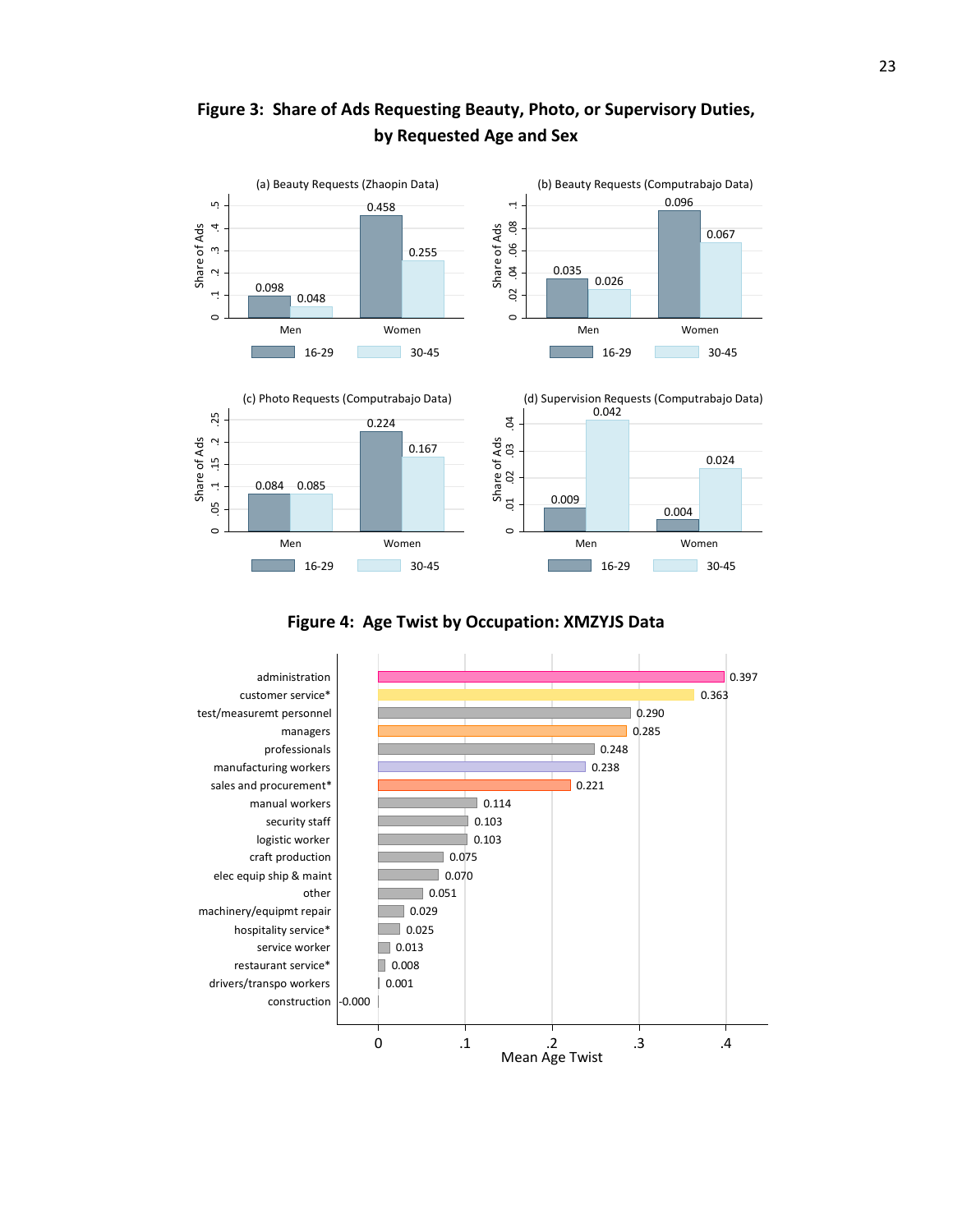**Figure 3: Share of Ads Requesting Beauty, Photo, or Supervisory Duties, by Requested Age and Sex**

(a) Beauty Requests (Zhaopin Data)

| | 16-29 | 30-45 |
|---|---|---|
| Men | 0.098 | 0.048 |
| Women | 0.458 | 0.255 |

(b) Beauty Requests (Computrabajo Data)

| | 16-29 | 30-45 |
|---|---|---|
| Men | 0.035 | 0.026 |
| Women | 0.096 | 0.067 |

(c) Photo Requests (Computrabajo Data)

| | 16-29 | 30-45 |
|---|---|---|
| Men | 0.084 | 0.085 |
| Women | 0.224 | 0.167 |

(d) Supervision Requests (Computrabajo Data)

| | 16-29 | 30-45 |
|---|---|---|
| Men | 0.009 | 0.042 |
| Women | 0.004 | 0.024 |

**Figure 4: Age Twist by Occupation: XMZYJS Data**

| Occupation | Mean Age Twist |
|---|---|
| administration | 0.397 |
| customer service* | 0.363 |
| test/measuremt personnel | 0.290 |
| managers | 0.285 |
| professionals | 0.248 |
| manufacturing workers | 0.238 |
| sales and procurement* | 0.221 |
| manual workers | 0.114 |
| security staff | 0.103 |
| logistic worker | 0.103 |
| craft production | 0.075 |
| elec equip ship & maint | 0.070 |
| other | 0.051 |
| machinery/equipmt repair | 0.029 |
| hospitality service* | 0.025 |
| service worker | 0.013 |
| restaurant service* | 0.008 |
| drivers/transpo workers | 0.001 |
| construction | -0.000 |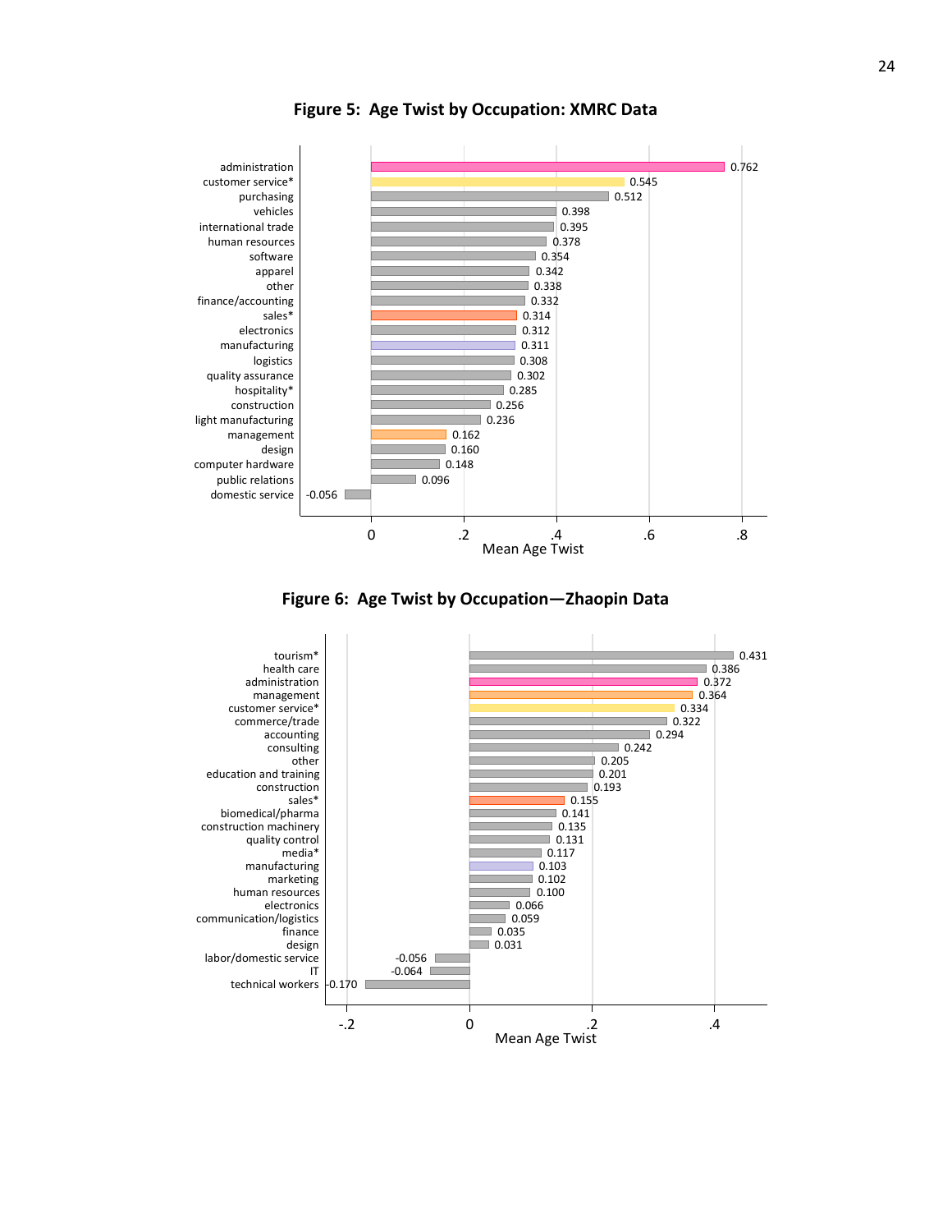**Figure 5: Age Twist by Occupation: XMRC Data**

| Occupation | Mean Age Twist |
|---|---|
| administration | 0.762 |
| customer service* | 0.545 |
| purchasing | 0.512 |
| vehicles | 0.398 |
| international trade | 0.395 |
| human resources | 0.378 |
| software | 0.354 |
| apparel | 0.342 |
| other | 0.338 |
| finance/accounting | 0.332 |
| sales* | 0.314 |
| electronics | 0.312 |
| manufacturing | 0.311 |
| logistics | 0.308 |
| quality assurance | 0.302 |
| hospitality* | 0.285 |
| construction | 0.256 |
| light manufacturing | 0.236 |
| management | 0.162 |
| design | 0.160 |
| computer hardware | 0.148 |
| public relations | 0.096 |
| domestic service | -0.056 |

**Figure 6: Age Twist by Occupation—Zhaopin Data**

| Occupation | Mean Age Twist |
|---|---|
| tourism* | 0.431 |
| health care | 0.386 |
| administration | 0.372 |
| management | 0.364 |
| customer service* | 0.334 |
| commerce/trade | 0.322 |
| accounting | 0.294 |
| consulting | 0.242 |
| other | 0.205 |
| education and training | 0.201 |
| construction | 0.193 |
| sales* | 0.155 |
| biomedical/pharma | 0.141 |
| construction machinery | 0.135 |
| quality control | 0.131 |
| media* | 0.117 |
| manufacturing | 0.103 |
| marketing | 0.102 |
| human resources | 0.100 |
| electronics | 0.066 |
| communication/logistics | 0.059 |
| finance | 0.035 |
| design | 0.031 |
| labor/domestic service | -0.056 |
| IT | -0.064 |
| technical workers | -0.170 |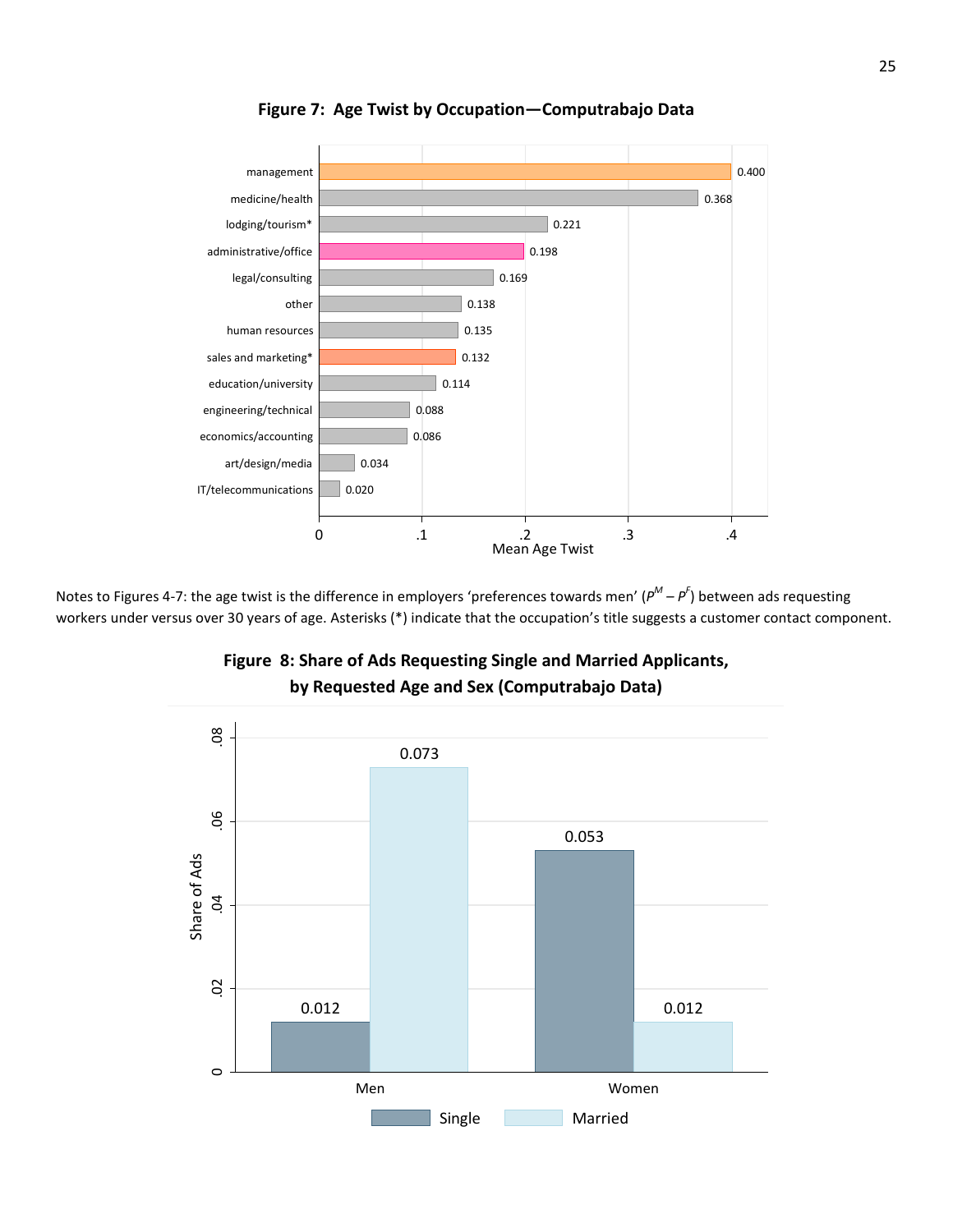**Figure 7: Age Twist by Occupation—Computrabajo Data**

| Occupation | Mean Age Twist |
|---|---|
| management | 0.400 |
| medicine/health | 0.368 |
| lodging/tourism* | 0.221 |
| administrative/office | 0.198 |
| legal/consulting | 0.169 |
| other | 0.138 |
| human resources | 0.135 |
| sales and marketing* | 0.132 |
| education/university | 0.114 |
| engineering/technical | 0.088 |
| economics/accounting | 0.086 |
| art/design/media | 0.034 |
| IT/telecommunications | 0.020 |

Notes to Figures 4-7: the age twist is the difference in employers 'preferences towards men' ($P^M - P^F$) between ads requesting workers under versus over 30 years of age. Asterisks (*) indicate that the occupation's title suggests a customer contact component.

**Figure 8: Share of Ads Requesting Single and Married Applicants, by Requested Age and Sex (Computrabajo Data)**

| Share of Ads | Single | Married |
|---|---|---|
| Men | 0.012 | 0.073 |
| Women | 0.053 | 0.012 |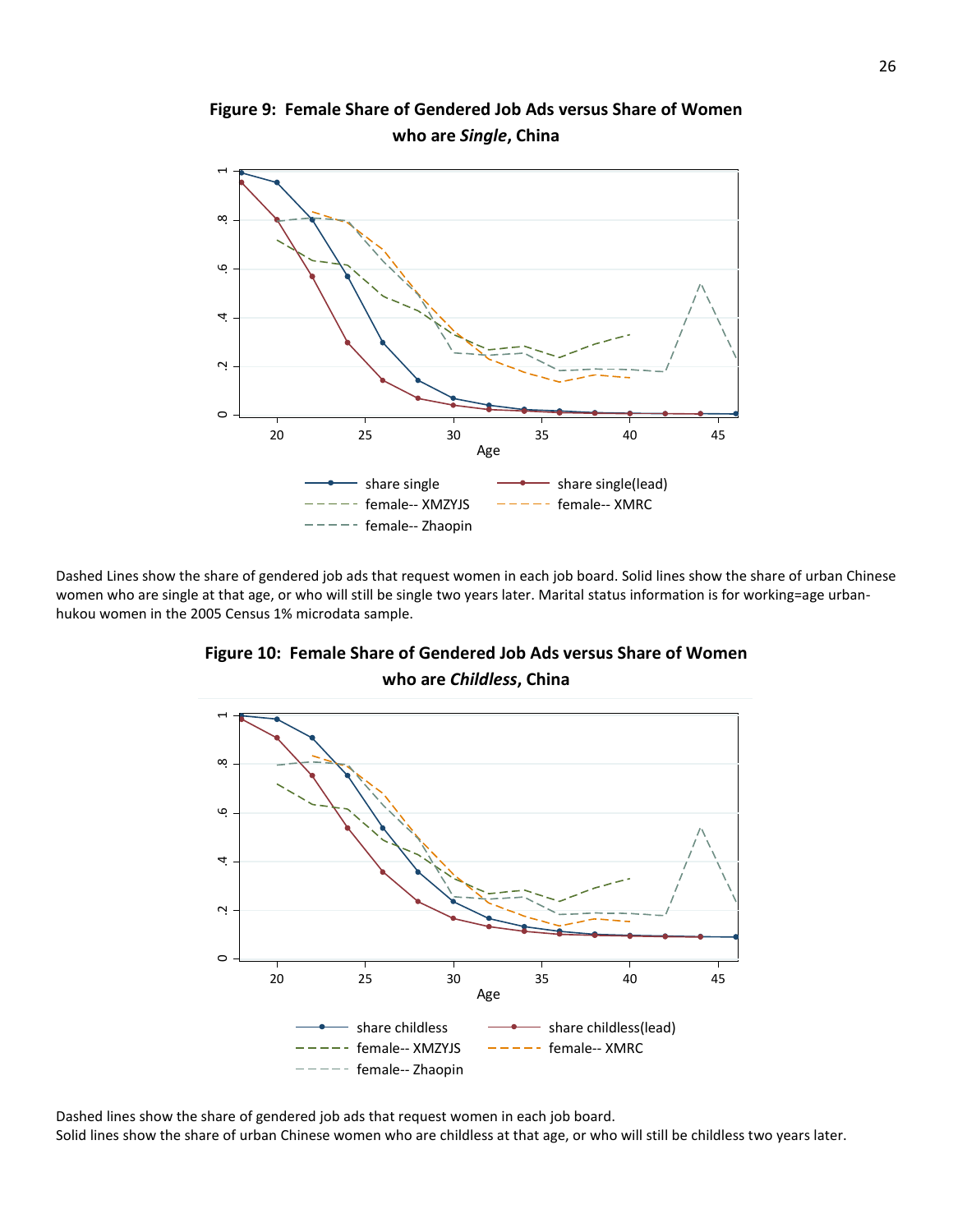## Figure 9: Female Share of Gendered Job Ads versus Share of Women who are *Single*, China

Dashed Lines show the share of gendered job ads that request women in each job board. Solid lines show the share of urban Chinese women who are single at that age, or who will still be single two years later. Marital status information is for working=age urban-hukou women in the 2005 Census 1% microdata sample.

## Figure 10: Female Share of Gendered Job Ads versus Share of Women who are *Childless*, China

Dashed lines show the share of gendered job ads that request women in each job board.
Solid lines show the share of urban Chinese women who are childless at that age, or who will still be childless two years later.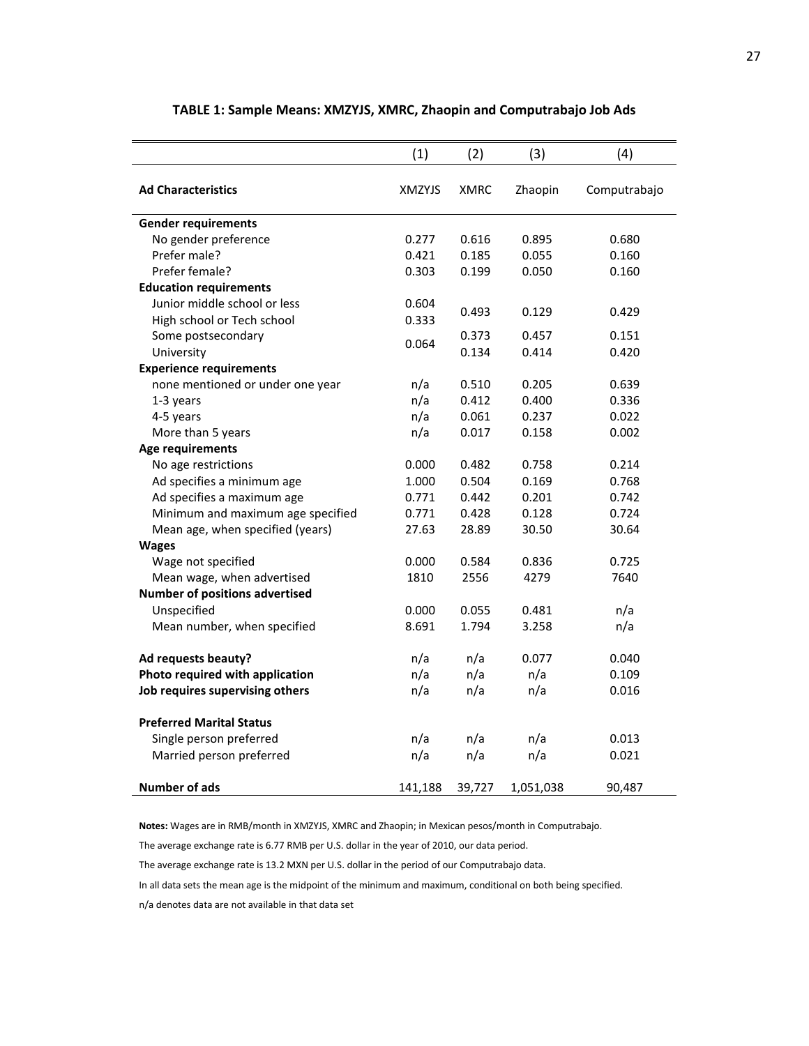**TABLE 1: Sample Means: XMZYJS, XMRC, Zhaopin and Computrabajo Job Ads**

| | (1) | (2) | (3) | (4) |
|---|---|---|---|---|
| **Ad Characteristics** | XMZYJS | XMRC | Zhaopin | Computrabajo |
| **Gender requirements** | | | | |
| No gender preference | 0.277 | 0.616 | 0.895 | 0.680 |
| Prefer male? | 0.421 | 0.185 | 0.055 | 0.160 |
| Prefer female? | 0.303 | 0.199 | 0.050 | 0.160 |
| **Education requirements** | | | | |
| Junior middle school or less | 0.604 | 0.493 | 0.129 | 0.429 |
| High school or Tech school | 0.333 | | | |
| Some postsecondary | 0.064 | 0.373 | 0.457 | 0.151 |
| University | | 0.134 | 0.414 | 0.420 |
| **Experience requirements** | | | | |
| none mentioned or under one year | n/a | 0.510 | 0.205 | 0.639 |
| 1-3 years | n/a | 0.412 | 0.400 | 0.336 |
| 4-5 years | n/a | 0.061 | 0.237 | 0.022 |
| More than 5 years | n/a | 0.017 | 0.158 | 0.002 |
| **Age requirements** | | | | |
| No age restrictions | 0.000 | 0.482 | 0.758 | 0.214 |
| Ad specifies a minimum age | 1.000 | 0.504 | 0.169 | 0.768 |
| Ad specifies a maximum age | 0.771 | 0.442 | 0.201 | 0.742 |
| Minimum and maximum age specified | 0.771 | 0.428 | 0.128 | 0.724 |
| Mean age, when specified (years) | 27.63 | 28.89 | 30.50 | 30.64 |
| **Wages** | | | | |
| Wage not specified | 0.000 | 0.584 | 0.836 | 0.725 |
| Mean wage, when advertised | 1810 | 2556 | 4279 | 7640 |
| **Number of positions advertised** | | | | |
| Unspecified | 0.000 | 0.055 | 0.481 | n/a |
| Mean number, when specified | 8.691 | 1.794 | 3.258 | n/a |
| **Ad requests beauty?** | n/a | n/a | 0.077 | 0.040 |
| **Photo required with application** | n/a | n/a | n/a | 0.109 |
| **Job requires supervising others** | n/a | n/a | n/a | 0.016 |
| **Preferred Marital Status** | | | | |
| Single person preferred | n/a | n/a | n/a | 0.013 |
| Married person preferred | n/a | n/a | n/a | 0.021 |
| **Number of ads** | 141,188 | 39,727 | 1,051,038 | 90,487 |

**Notes:** Wages are in RMB/month in XMZYJS, XMRC and Zhaopin; in Mexican pesos/month in Computrabajo.

The average exchange rate is 6.77 RMB per U.S. dollar in the year of 2010, our data period.

The average exchange rate is 13.2 MXN per U.S. dollar in the period of our Computrabajo data.

In all data sets the mean age is the midpoint of the minimum and maximum, conditional on both being specified.

n/a denotes data are not available in that data set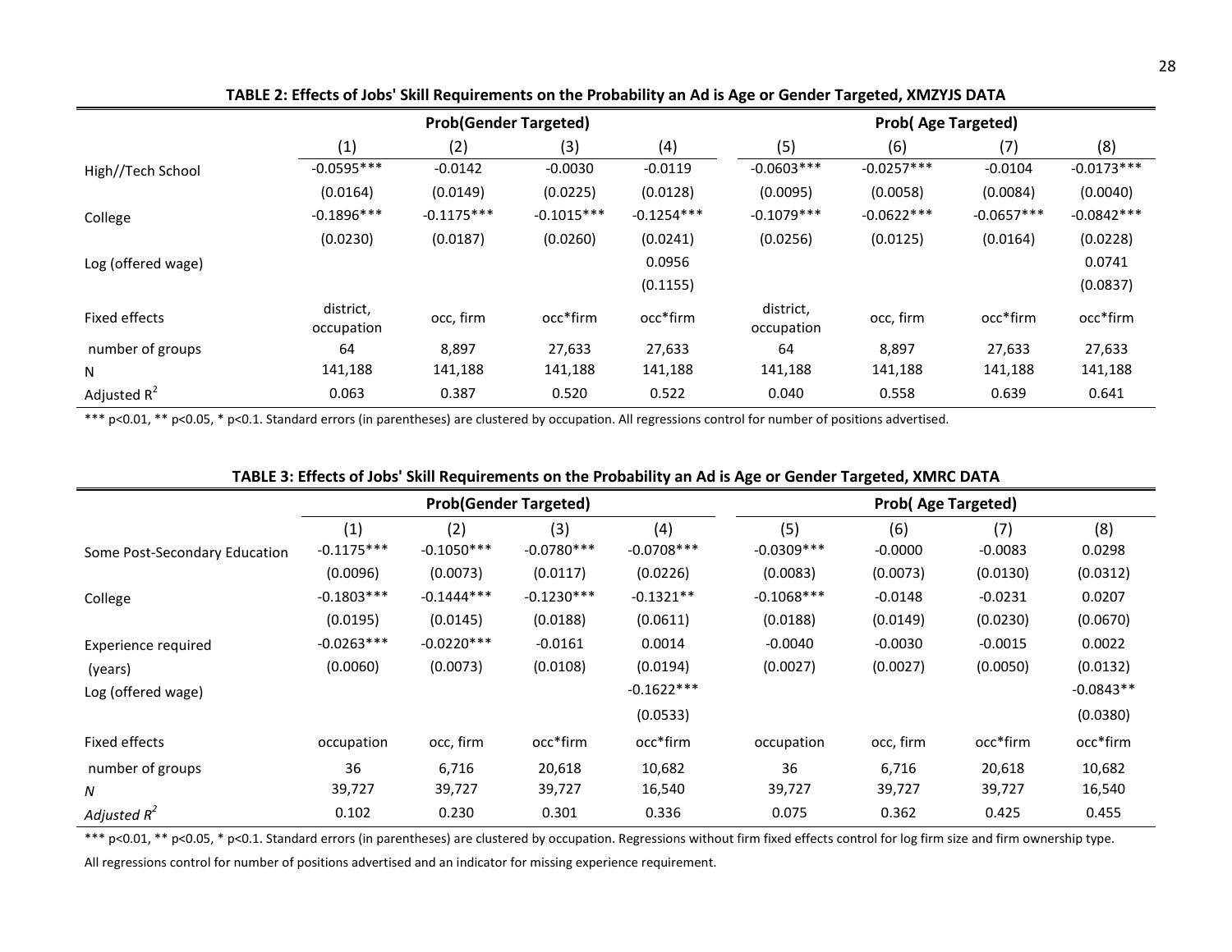**TABLE 2: Effects of Jobs' Skill Requirements on the Probability an Ad is Age or Gender Targeted, XMZYJS DATA**

| | Prob(Gender Targeted) | | | | Prob( Age Targeted) | | | |
|---|---|---|---|---|---|---|---|---|
| | (1) | (2) | (3) | (4) | (5) | (6) | (7) | (8) |
| High//Tech School | -0.0595*** | -0.0142 | -0.0030 | -0.0119 | -0.0603*** | -0.0257*** | -0.0104 | -0.0173*** |
| | (0.0164) | (0.0149) | (0.0225) | (0.0128) | (0.0095) | (0.0058) | (0.0084) | (0.0040) |
| College | -0.1896*** | -0.1175*** | -0.1015*** | -0.1254*** | -0.1079*** | -0.0622*** | -0.0657*** | -0.0842*** |
| | (0.0230) | (0.0187) | (0.0260) | (0.0241) | (0.0256) | (0.0125) | (0.0164) | (0.0228) |
| Log (offered wage) | | | | 0.0956 | | | | 0.0741 |
| | | | | (0.1155) | | | | (0.0837) |
| Fixed effects | district, occupation | occ, firm | occ*firm | occ*firm | district, occupation | occ, firm | occ*firm | occ*firm |
| number of groups | 64 | 8,897 | 27,633 | 27,633 | 64 | 8,897 | 27,633 | 27,633 |
| N | 141,188 | 141,188 | 141,188 | 141,188 | 141,188 | 141,188 | 141,188 | 141,188 |
| Adjusted $R^2$ | 0.063 | 0.387 | 0.520 | 0.522 | 0.040 | 0.558 | 0.639 | 0.641 |

*** p<0.01, ** p<0.05, * p<0.1. Standard errors (in parentheses) are clustered by occupation. All regressions control for number of positions advertised.

**TABLE 3: Effects of Jobs' Skill Requirements on the Probability an Ad is Age or Gender Targeted, XMRC DATA**

| | Prob(Gender Targeted) | | | | Prob( Age Targeted) | | | |
|---|---|---|---|---|---|---|---|---|
| | (1) | (2) | (3) | (4) | (5) | (6) | (7) | (8) |
| Some Post-Secondary Education | -0.1175*** | -0.1050*** | -0.0780*** | -0.0708*** | -0.0309*** | -0.0000 | -0.0083 | 0.0298 |
| | (0.0096) | (0.0073) | (0.0117) | (0.0226) | (0.0083) | (0.0073) | (0.0130) | (0.0312) |
| College | -0.1803*** | -0.1444*** | -0.1230*** | -0.1321** | -0.1068*** | -0.0148 | -0.0231 | 0.0207 |
| | (0.0195) | (0.0145) | (0.0188) | (0.0611) | (0.0188) | (0.0149) | (0.0230) | (0.0670) |
| Experience required | -0.0263*** | -0.0220*** | -0.0161 | 0.0014 | -0.0040 | -0.0030 | -0.0015 | 0.0022 |
| (years) | (0.0060) | (0.0073) | (0.0108) | (0.0194) | (0.0027) | (0.0027) | (0.0050) | (0.0132) |
| Log (offered wage) | | | | -0.1622*** | | | | -0.0843** |
| | | | | (0.0533) | | | | (0.0380) |
| Fixed effects | occupation | occ, firm | occ*firm | occ*firm | occupation | occ, firm | occ*firm | occ*firm |
| number of groups | 36 | 6,716 | 20,618 | 10,682 | 36 | 6,716 | 20,618 | 10,682 |
| *N* | 39,727 | 39,727 | 39,727 | 16,540 | 39,727 | 39,727 | 39,727 | 16,540 |
| *Adjusted $R^2$* | 0.102 | 0.230 | 0.301 | 0.336 | 0.075 | 0.362 | 0.425 | 0.455 |

*** p<0.01, ** p<0.05, * p<0.1. Standard errors (in parentheses) are clustered by occupation. Regressions without firm fixed effects control for log firm size and firm ownership type.

All regressions control for number of positions advertised and an indicator for missing experience requirement.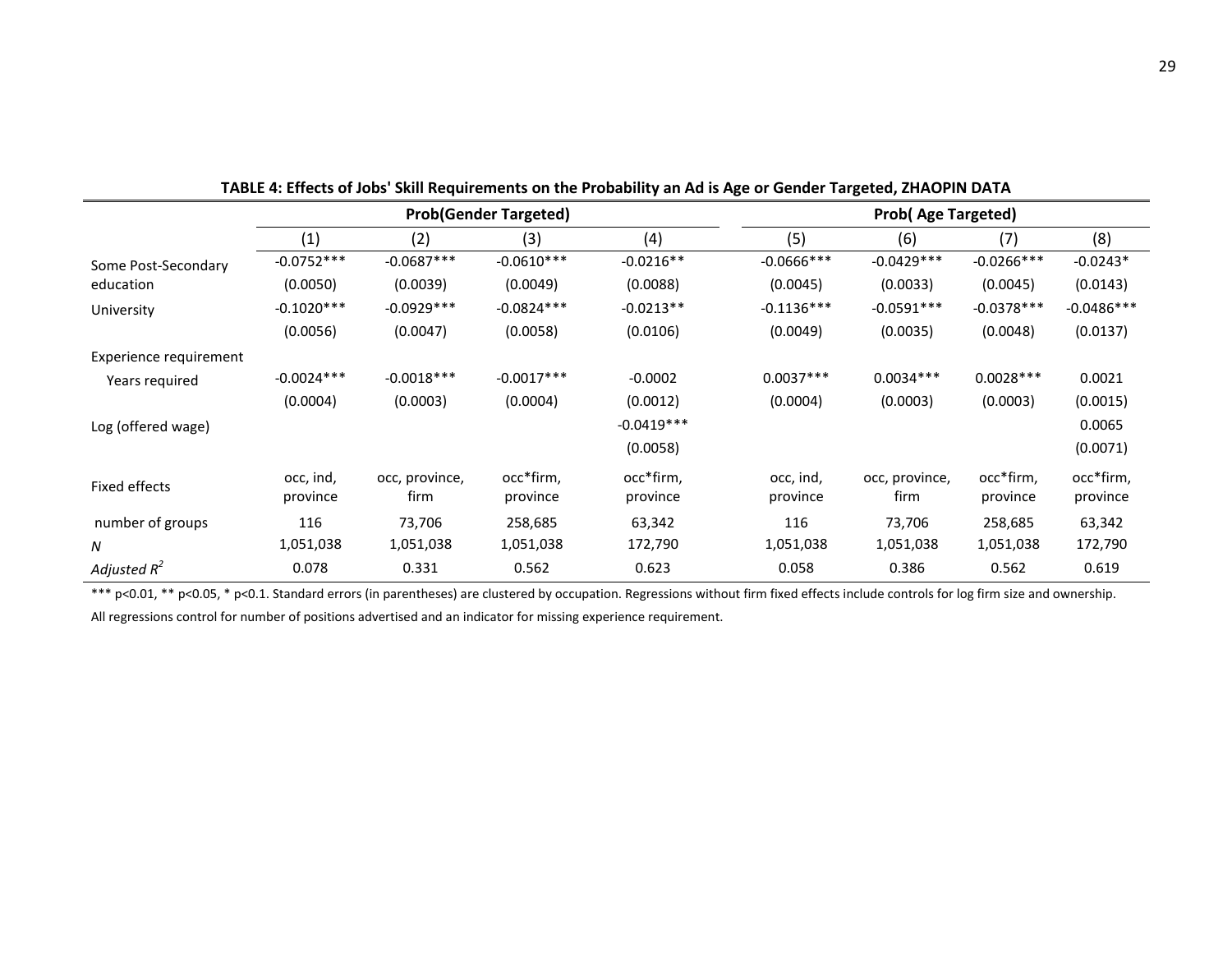**TABLE 4: Effects of Jobs' Skill Requirements on the Probability an Ad is Age or Gender Targeted, ZHAOPIN DATA**

| | Prob(Gender Targeted) | | | | Prob( Age Targeted) | | | |
|---|---|---|---|---|---|---|---|---|
| | (1) | (2) | (3) | (4) | (5) | (6) | (7) | (8) |
| Some Post-Secondary education | -0.0752*** | -0.0687*** | -0.0610*** | -0.0216** | -0.0666*** | -0.0429*** | -0.0266*** | -0.0243* |
| | (0.0050) | (0.0039) | (0.0049) | (0.0088) | (0.0045) | (0.0033) | (0.0045) | (0.0143) |
| University | -0.1020*** | -0.0929*** | -0.0824*** | -0.0213** | -0.1136*** | -0.0591*** | -0.0378*** | -0.0486*** |
| | (0.0056) | (0.0047) | (0.0058) | (0.0106) | (0.0049) | (0.0035) | (0.0048) | (0.0137) |
| Experience requirement | | | | | | | | |
| Years required | -0.0024*** | -0.0018*** | -0.0017*** | -0.0002 | 0.0037*** | 0.0034*** | 0.0028*** | 0.0021 |
| | (0.0004) | (0.0003) | (0.0004) | (0.0012) | (0.0004) | (0.0003) | (0.0003) | (0.0015) |
| Log (offered wage) | | | | -0.0419*** | | | | 0.0065 |
| | | | | (0.0058) | | | | (0.0071) |
| Fixed effects | occ, ind, province | occ, province, firm | occ*firm, province | occ*firm, province | occ, ind, province | occ, province, firm | occ*firm, province | occ*firm, province |
| number of groups | 116 | 73,706 | 258,685 | 63,342 | 116 | 73,706 | 258,685 | 63,342 |
| *N* | 1,051,038 | 1,051,038 | 1,051,038 | 172,790 | 1,051,038 | 1,051,038 | 1,051,038 | 172,790 |
| *Adjusted* $R^2$ | 0.078 | 0.331 | 0.562 | 0.623 | 0.058 | 0.386 | 0.562 | 0.619 |

*** p<0.01, ** p<0.05, * p<0.1. Standard errors (in parentheses) are clustered by occupation. Regressions without firm fixed effects include controls for log firm size and ownership.

All regressions control for number of positions advertised and an indicator for missing experience requirement.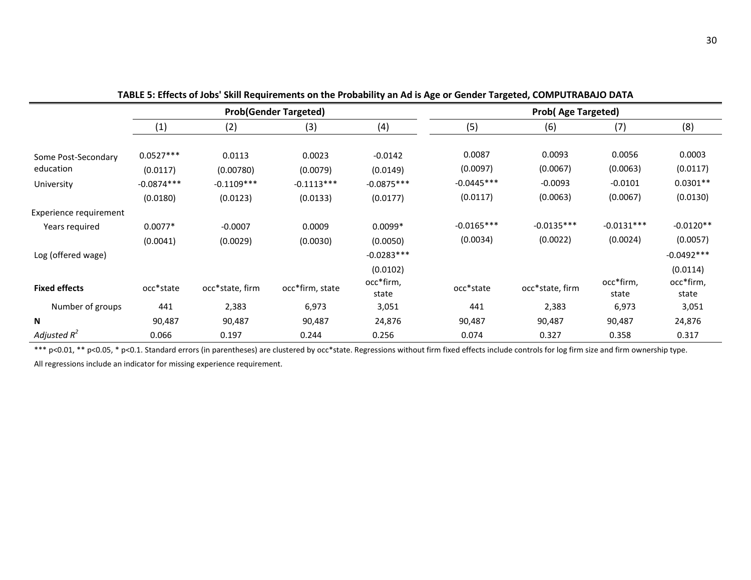**TABLE 5: Effects of Jobs' Skill Requirements on the Probability an Ad is Age or Gender Targeted, COMPUTRABAJO DATA**

| | Prob(Gender Targeted) | | | | Prob( Age Targeted) | | | |
|---|---|---|---|---|---|---|---|---|
| | (1) | (2) | (3) | (4) | (5) | (6) | (7) | (8) |
| Some Post-Secondary education | 0.0527*** | 0.0113 | 0.0023 | -0.0142 | 0.0087 | 0.0093 | 0.0056 | 0.0003 |
| | (0.0117) | (0.00780) | (0.0079) | (0.0149) | (0.0097) | (0.0067) | (0.0063) | (0.0117) |
| University | -0.0874*** | -0.1109*** | -0.1113*** | -0.0875*** | -0.0445*** | -0.0093 | -0.0101 | 0.0301** |
| | (0.0180) | (0.0123) | (0.0133) | (0.0177) | (0.0117) | (0.0063) | (0.0067) | (0.0130) |
| Experience requirement | | | | | | | | |
| Years required | 0.0077* | -0.0007 | 0.0009 | 0.0099* | -0.0165*** | -0.0135*** | -0.0131*** | -0.0120** |
| | (0.0041) | (0.0029) | (0.0030) | (0.0050) | (0.0034) | (0.0022) | (0.0024) | (0.0057) |
| Log (offered wage) | | | | -0.0283*** | | | | -0.0492*** |
| | | | | (0.0102) | | | | (0.0114) |
| **Fixed effects** | occ*state | occ*state, firm | occ*firm, state | occ*firm, state | occ*state | occ*state, firm | occ*firm, state | occ*firm, state |
| Number of groups | 441 | 2,383 | 6,973 | 3,051 | 441 | 2,383 | 6,973 | 3,051 |
| **N** | 90,487 | 90,487 | 90,487 | 24,876 | 90,487 | 90,487 | 90,487 | 24,876 |
| *Adjusted $R^2$* | 0.066 | 0.197 | 0.244 | 0.256 | 0.074 | 0.327 | 0.358 | 0.317 |

*** p<0.01, ** p<0.05, * p<0.1. Standard errors (in parentheses) are clustered by occ*state. Regressions without firm fixed effects include controls for log firm size and firm ownership type.

All regressions include an indicator for missing experience requirement.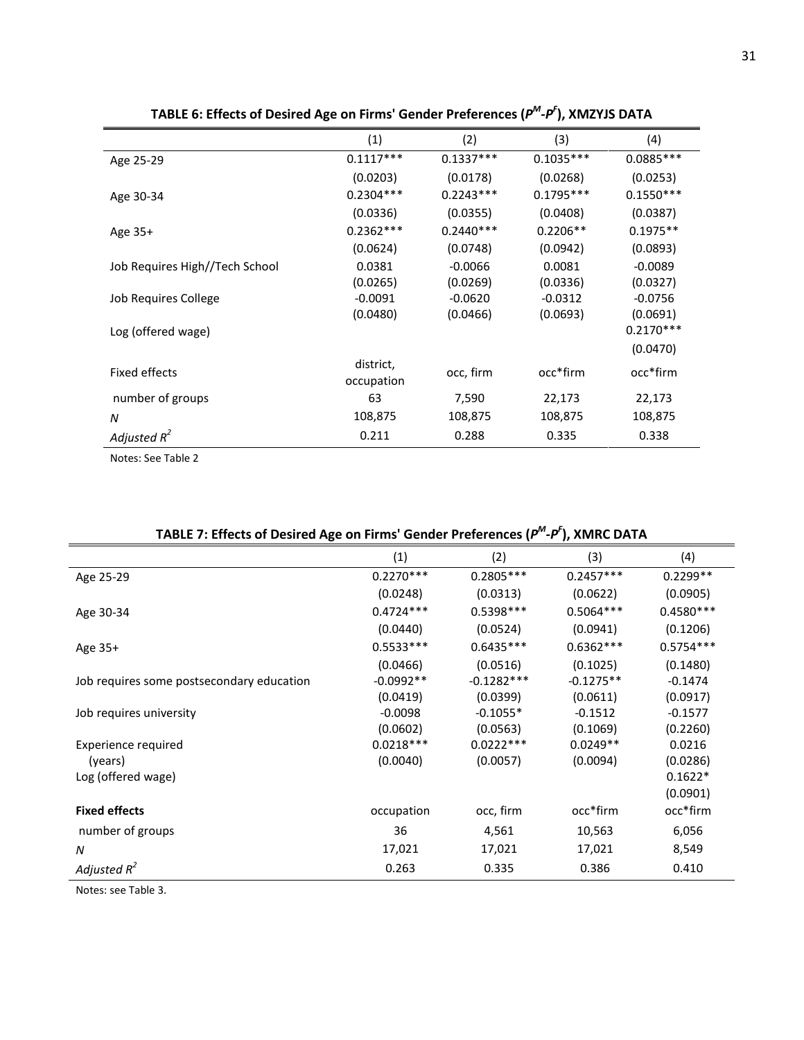**TABLE 6: Effects of Desired Age on Firms' Gender Preferences ($P^M$-$P^F$), XMZYJS DATA**

| | (1) | (2) | (3) | (4) |
|---|---|---|---|---|
| Age 25-29 | 0.1117*** | 0.1337*** | 0.1035*** | 0.0885*** |
| | (0.0203) | (0.0178) | (0.0268) | (0.0253) |
| Age 30-34 | 0.2304*** | 0.2243*** | 0.1795*** | 0.1550*** |
| | (0.0336) | (0.0355) | (0.0408) | (0.0387) |
| Age 35+ | 0.2362*** | 0.2440*** | 0.2206** | 0.1975** |
| | (0.0624) | (0.0748) | (0.0942) | (0.0893) |
| Job Requires High//Tech School | 0.0381 | -0.0066 | 0.0081 | -0.0089 |
| | (0.0265) | (0.0269) | (0.0336) | (0.0327) |
| Job Requires College | -0.0091 | -0.0620 | -0.0312 | -0.0756 |
| | (0.0480) | (0.0466) | (0.0693) | (0.0691) |
| Log (offered wage) | | | | 0.2170*** |
| | | | | (0.0470) |
| Fixed effects | district, occupation | occ, firm | occ*firm | occ*firm |
| number of groups | 63 | 7,590 | 22,173 | 22,173 |
| *N* | 108,875 | 108,875 | 108,875 | 108,875 |
| *Adjusted* $R^2$ | 0.211 | 0.288 | 0.335 | 0.338 |

Notes: See Table 2

**TABLE 7: Effects of Desired Age on Firms' Gender Preferences ($P^M$-$P^F$), XMRC DATA**

| | (1) | (2) | (3) | (4) |
|---|---|---|---|---|
| Age 25-29 | 0.2270*** | 0.2805*** | 0.2457*** | 0.2299** |
| | (0.0248) | (0.0313) | (0.0622) | (0.0905) |
| Age 30-34 | 0.4724*** | 0.5398*** | 0.5064*** | 0.4580*** |
| | (0.0440) | (0.0524) | (0.0941) | (0.1206) |
| Age 35+ | 0.5533*** | 0.6435*** | 0.6362*** | 0.5754*** |
| | (0.0466) | (0.0516) | (0.1025) | (0.1480) |
| Job requires some postsecondary education | -0.0992** | -0.1282*** | -0.1275** | -0.1474 |
| | (0.0419) | (0.0399) | (0.0611) | (0.0917) |
| Job requires university | -0.0098 | -0.1055* | -0.1512 | -0.1577 |
| | (0.0602) | (0.0563) | (0.1069) | (0.2260) |
| Experience required | 0.0218*** | 0.0222*** | 0.0249** | 0.0216 |
| (years) | (0.0040) | (0.0057) | (0.0094) | (0.0286) |
| Log (offered wage) | | | | 0.1622* |
| | | | | (0.0901) |
| **Fixed effects** | occupation | occ, firm | occ*firm | occ*firm |
| number of groups | 36 | 4,561 | 10,563 | 6,056 |
| *N* | 17,021 | 17,021 | 17,021 | 8,549 |
| *Adjusted* $R^2$ | 0.263 | 0.335 | 0.386 | 0.410 |

Notes: see Table 3.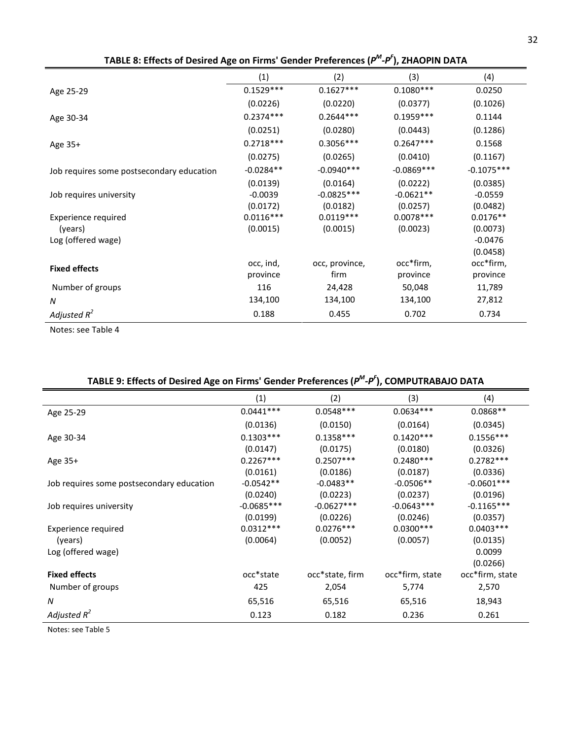**TABLE 8: Effects of Desired Age on Firms' Gender Preferences ($P^M$-$P^F$), ZHAOPIN DATA**

| | (1) | (2) | (3) | (4) |
|---|---|---|---|---|
| Age 25-29 | 0.1529*** | 0.1627*** | 0.1080*** | 0.0250 |
| | (0.0226) | (0.0220) | (0.0377) | (0.1026) |
| Age 30-34 | 0.2374*** | 0.2644*** | 0.1959*** | 0.1144 |
| | (0.0251) | (0.0280) | (0.0443) | (0.1286) |
| Age 35+ | 0.2718*** | 0.3056*** | 0.2647*** | 0.1568 |
| | (0.0275) | (0.0265) | (0.0410) | (0.1167) |
| Job requires some postsecondary education | -0.0284** | -0.0940*** | -0.0869*** | -0.1075*** |
| | (0.0139) | (0.0164) | (0.0222) | (0.0385) |
| Job requires university | -0.0039 | -0.0825*** | -0.0621** | -0.0559 |
| | (0.0172) | (0.0182) | (0.0257) | (0.0482) |
| Experience required | 0.0116*** | 0.0119*** | 0.0078*** | 0.0176** |
| (years) | (0.0015) | (0.0015) | (0.0023) | (0.0073) |
| Log (offered wage) | | | | -0.0476 |
| | | | | (0.0458) |
| **Fixed effects** | occ, ind, province | occ, province, firm | occ*firm, province | occ*firm, province |
| Number of groups | 116 | 24,428 | 50,048 | 11,789 |
| *N* | 134,100 | 134,100 | 134,100 | 27,812 |
| *Adjusted $R^2$* | 0.188 | 0.455 | 0.702 | 0.734 |

Notes: see Table 4

**TABLE 9: Effects of Desired Age on Firms' Gender Preferences ($P^M$-$P^F$), COMPUTRABAJO DATA**

| | (1) | (2) | (3) | (4) |
|---|---|---|---|---|
| Age 25-29 | 0.0441*** | 0.0548*** | 0.0634*** | 0.0868** |
| | (0.0136) | (0.0150) | (0.0164) | (0.0345) |
| Age 30-34 | 0.1303*** | 0.1358*** | 0.1420*** | 0.1556*** |
| | (0.0147) | (0.0175) | (0.0180) | (0.0326) |
| Age 35+ | 0.2267*** | 0.2507*** | 0.2480*** | 0.2782*** |
| | (0.0161) | (0.0186) | (0.0187) | (0.0336) |
| Job requires some postsecondary education | -0.0542** | -0.0483** | -0.0506** | -0.0601*** |
| | (0.0240) | (0.0223) | (0.0237) | (0.0196) |
| Job requires university | -0.0685*** | -0.0627*** | -0.0643*** | -0.1165*** |
| | (0.0199) | (0.0226) | (0.0246) | (0.0357) |
| Experience required | 0.0312*** | 0.0276*** | 0.0300*** | 0.0403*** |
| (years) | (0.0064) | (0.0052) | (0.0057) | (0.0135) |
| Log (offered wage) | | | | 0.0099 |
| | | | | (0.0266) |
| **Fixed effects** | occ*state | occ*state, firm | occ*firm, state | occ*firm, state |
| Number of groups | 425 | 2,054 | 5,774 | 2,570 |
| *N* | 65,516 | 65,516 | 65,516 | 18,943 |
| *Adjusted $R^2$* | 0.123 | 0.182 | 0.236 | 0.261 |

Notes: see Table 5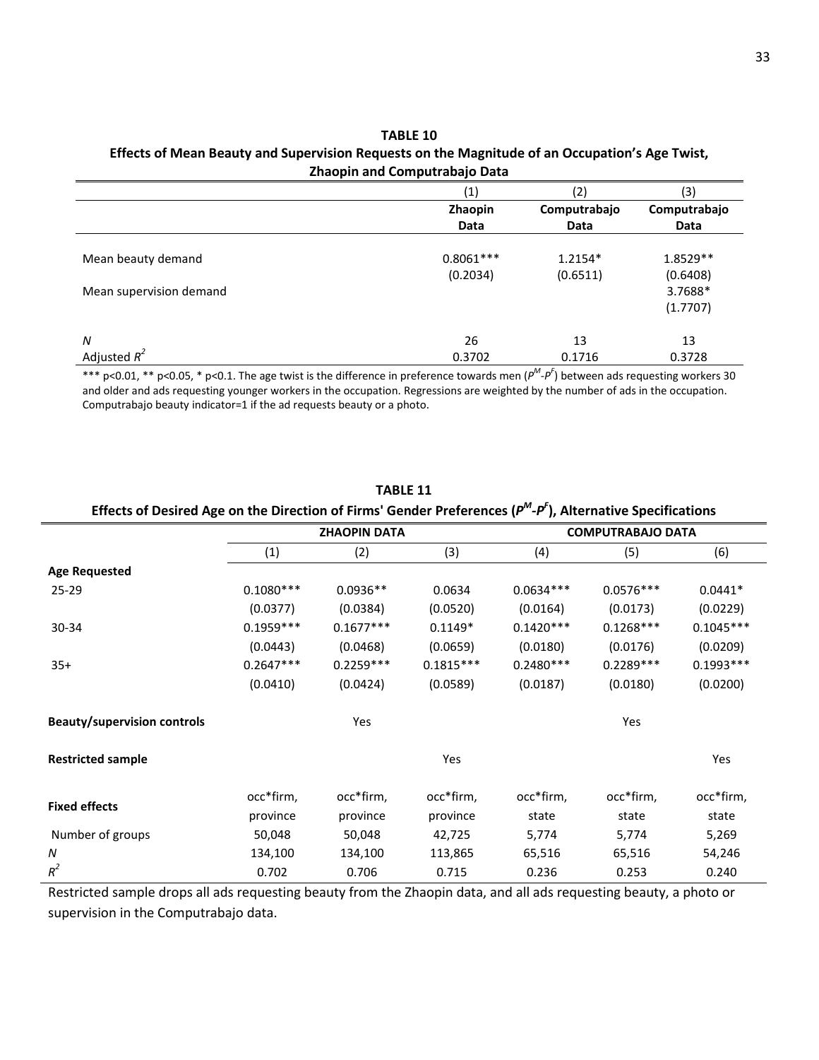**TABLE 10**

**Effects of Mean Beauty and Supervision Requests on the Magnitude of an Occupation's Age Twist, Zhaopin and Computrabajo Data**

| | (1) | (2) | (3) |
|---|---|---|---|
| | **Zhaopin Data** | **Computrabajo Data** | **Computrabajo Data** |
| Mean beauty demand | 0.8061*** | 1.2154* | 1.8529** |
| | (0.2034) | (0.6511) | (0.6408) |
| Mean supervision demand | | | 3.7688* |
| | | | (1.7707) |
| $N$ | 26 | 13 | 13 |
| Adjusted $R^2$ | 0.3702 | 0.1716 | 0.3728 |

*** p<0.01, ** p<0.05, * p<0.1. The age twist is the difference in preference towards men ($P^M$-$P^F$) between ads requesting workers 30 and older and ads requesting younger workers in the occupation. Regressions are weighted by the number of ads in the occupation. Computrabajo beauty indicator=1 if the ad requests beauty or a photo.

**TABLE 11**

**Effects of Desired Age on the Direction of Firms' Gender Preferences ($P^M$-$P^F$), Alternative Specifications**

| | **ZHAOPIN DATA** | | | **COMPUTRABAJO DATA** | | |
|---|---|---|---|---|---|---|
| | (1) | (2) | (3) | (4) | (5) | (6) |
| **Age Requested** | | | | | | |
| 25-29 | 0.1080*** | 0.0936** | 0.0634 | 0.0634*** | 0.0576*** | 0.0441* |
| | (0.0377) | (0.0384) | (0.0520) | (0.0164) | (0.0173) | (0.0229) |
| 30-34 | 0.1959*** | 0.1677*** | 0.1149* | 0.1420*** | 0.1268*** | 0.1045*** |
| | (0.0443) | (0.0468) | (0.0659) | (0.0180) | (0.0176) | (0.0209) |
| 35+ | 0.2647*** | 0.2259*** | 0.1815*** | 0.2480*** | 0.2289*** | 0.1993*** |
| | (0.0410) | (0.0424) | (0.0589) | (0.0187) | (0.0180) | (0.0200) |
| **Beauty/supervision controls** | | Yes | | | Yes | |
| **Restricted sample** | | | Yes | | | Yes |
| **Fixed effects** | occ\*firm, province | occ\*firm, province | occ\*firm, province | occ\*firm, state | occ\*firm, state | occ\*firm, state |
| Number of groups | 50,048 | 50,048 | 42,725 | 5,774 | 5,774 | 5,269 |
| $N$ | 134,100 | 134,100 | 113,865 | 65,516 | 65,516 | 54,246 |
| $R^2$ | 0.702 | 0.706 | 0.715 | 0.236 | 0.253 | 0.240 |

Restricted sample drops all ads requesting beauty from the Zhaopin data, and all ads requesting beauty, a photo or supervision in the Computrabajo data.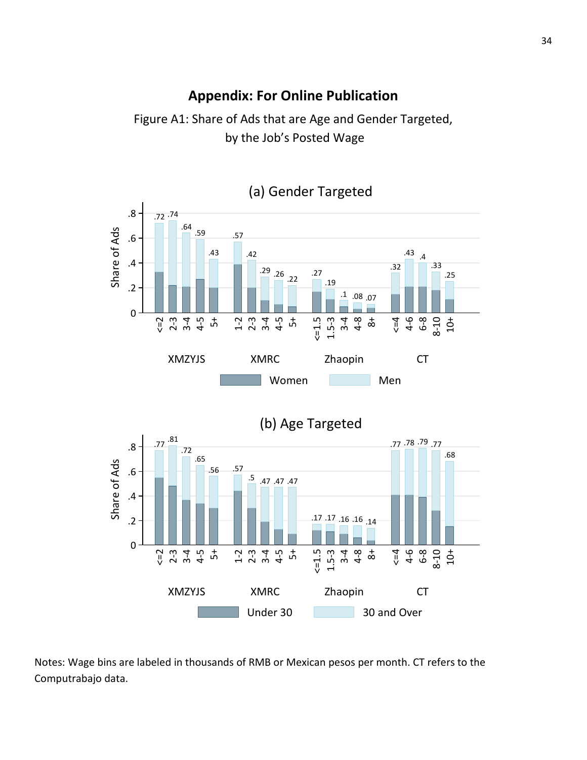## Appendix: For Online Publication

Figure A1: Share of Ads that are Age and Gender Targeted, by the Job's Posted Wage

(a) Gender Targeted

| Site | Wage bin | Total share |
|---|---|---|
| XMZYJS | <=2 | .72 |
| XMZYJS | 2-3 | .74 |
| XMZYJS | 3-4 | .64 |
| XMZYJS | 4-5 | .59 |
| XMZYJS | 5+ | .43 |
| XMRC | 1-2 | .57 |
| XMRC | 2-3 | .42 |
| XMRC | 3-4 | .29 |
| XMRC | 4-5 | .26 |
| XMRC | 5+ | .22 |
| Zhaopin | <=1.5 | .27 |
| Zhaopin | 1.5-3 | .19 |
| Zhaopin | 3-4 | .1 |
| Zhaopin | 4-8 | .08 |
| Zhaopin | 8+ | .07 |
| CT | <=4 | .32 |
| CT | 4-6 | .43 |
| CT | 6-8 | .4 |
| CT | 8-10 | .33 |
| CT | 10+ | .25 |

Legend: Women, Men

(b) Age Targeted

| Site | Wage bin | Total share |
|---|---|---|
| XMZYJS | <=2 | .77 |
| XMZYJS | 2-3 | .81 |
| XMZYJS | 3-4 | .72 |
| XMZYJS | 4-5 | .65 |
| XMZYJS | 5+ | .56 |
| XMRC | 1-2 | .57 |
| XMRC | 2-3 | .5 |
| XMRC | 3-4 | .47 |
| XMRC | 4-5 | .47 |
| XMRC | 5+ | .47 |
| Zhaopin | <=1.5 | .17 |
| Zhaopin | 1.5-3 | .17 |
| Zhaopin | 3-4 | .16 |
| Zhaopin | 4-8 | .16 |
| Zhaopin | 8+ | .14 |
| CT | <=4 | .77 |
| CT | 4-6 | .78 |
| CT | 6-8 | .79 |
| CT | 8-10 | .77 |
| CT | 10+ | .68 |

Legend: Under 30, 30 and Over

Notes: Wage bins are labeled in thousands of RMB or Mexican pesos per month. CT refers to the Computrabajo data.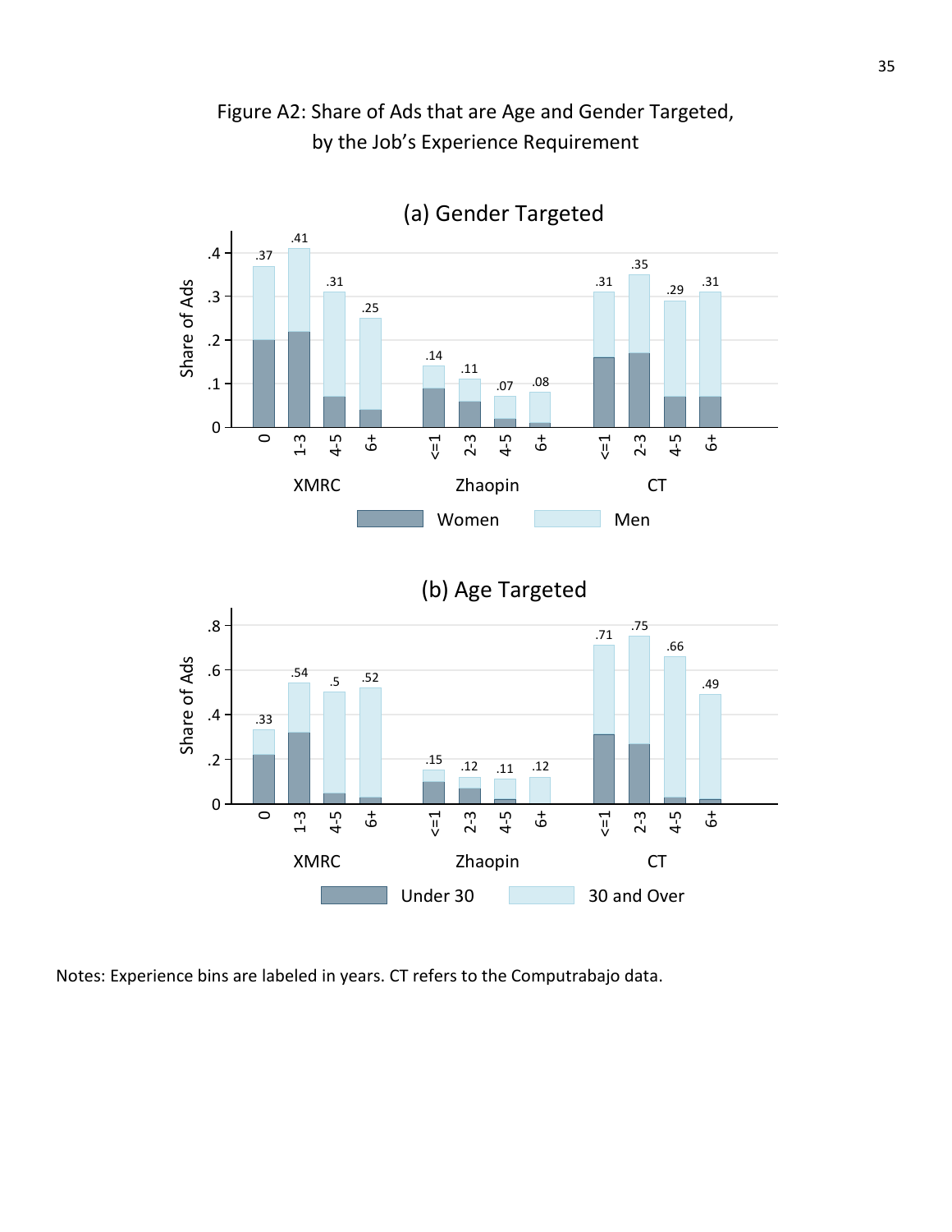Figure A2: Share of Ads that are Age and Gender Targeted, by the Job's Experience Requirement

Notes: Experience bins are labeled in years. CT refers to the Computrabajo data.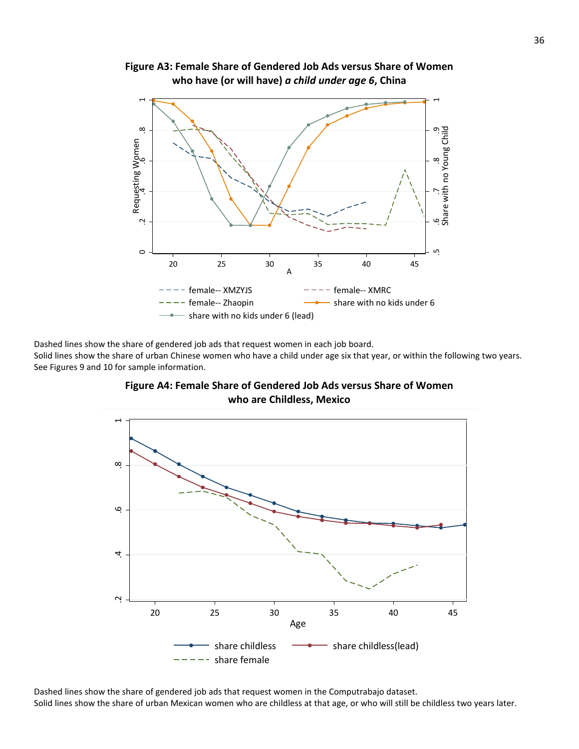**Figure A3: Female Share of Gendered Job Ads versus Share of Women who have (or will have) *a child under age 6*, China**

Dashed lines show the share of gendered job ads that request women in each job board.
Solid lines show the share of urban Chinese women who have a child under age six that year, or within the following two years.
See Figures 9 and 10 for sample information.

**Figure A4: Female Share of Gendered Job Ads versus Share of Women who are Childless, Mexico**

Dashed lines show the share of gendered job ads that request women in the Computrabajo dataset.
Solid lines show the share of urban Mexican women who are childless at that age, or who will still be childless two years later.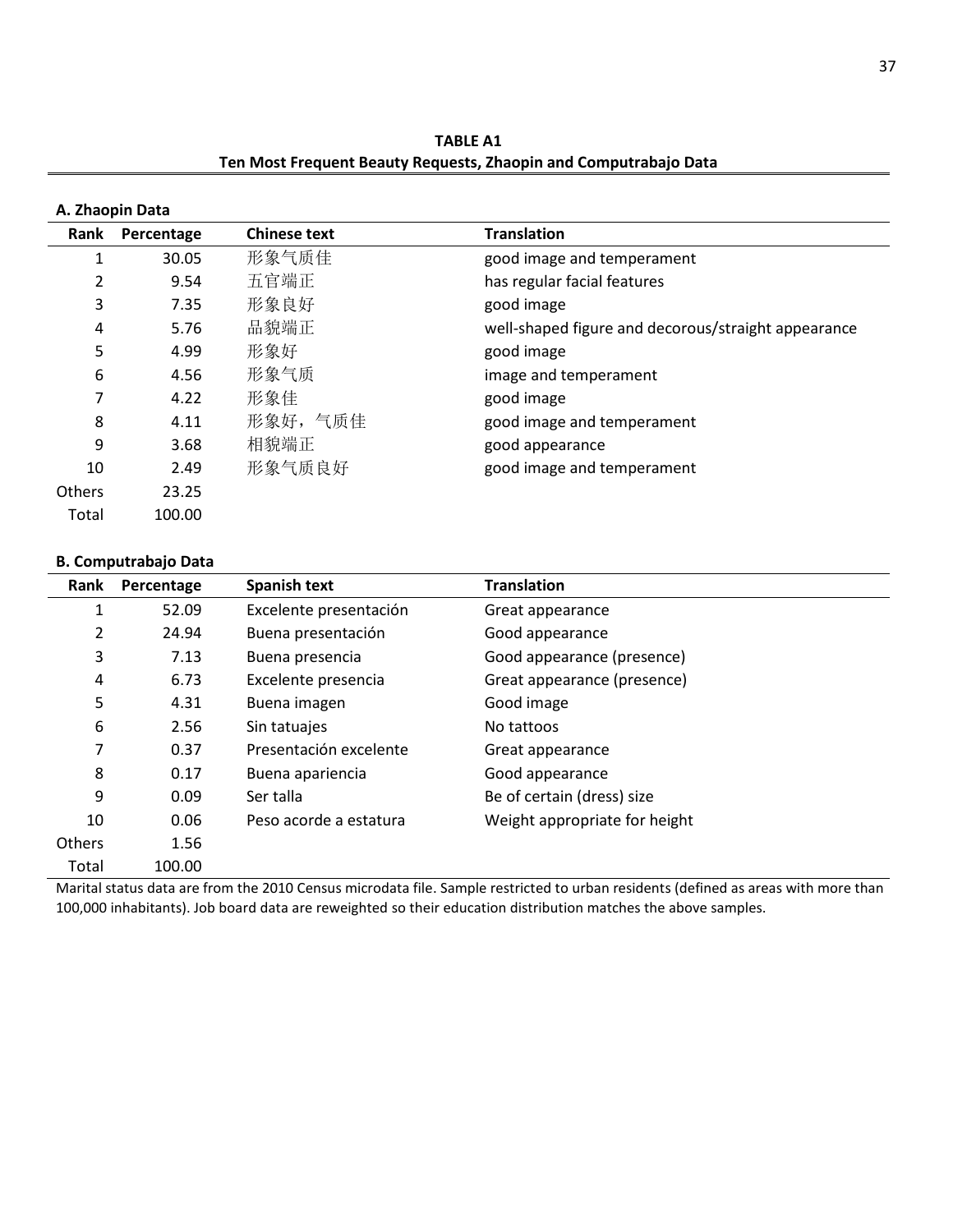**TABLE A1**
**Ten Most Frequent Beauty Requests, Zhaopin and Computrabajo Data**

**A. Zhaopin Data**

| Rank | Percentage | Chinese text | Translation |
|---|---|---|---|
| 1 | 30.05 | 形象气质佳 | good image and temperament |
| 2 | 9.54 | 五官端正 | has regular facial features |
| 3 | 7.35 | 形象良好 | good image |
| 4 | 5.76 | 品貌端正 | well-shaped figure and decorous/straight appearance |
| 5 | 4.99 | 形象好 | good image |
| 6 | 4.56 | 形象气质 | image and temperament |
| 7 | 4.22 | 形象佳 | good image |
| 8 | 4.11 | 形象好，气质佳 | good image and temperament |
| 9 | 3.68 | 相貌端正 | good appearance |
| 10 | 2.49 | 形象气质良好 | good image and temperament |
| Others | 23.25 | | |
| Total | 100.00 | | |

**B. Computrabajo Data**

| Rank | Percentage | Spanish text | Translation |
|---|---|---|---|
| 1 | 52.09 | Excelente presentación | Great appearance |
| 2 | 24.94 | Buena presentación | Good appearance |
| 3 | 7.13 | Buena presencia | Good appearance (presence) |
| 4 | 6.73 | Excelente presencia | Great appearance (presence) |
| 5 | 4.31 | Buena imagen | Good image |
| 6 | 2.56 | Sin tatuajes | No tattoos |
| 7 | 0.37 | Presentación excelente | Great appearance |
| 8 | 0.17 | Buena apariencia | Good appearance |
| 9 | 0.09 | Ser talla | Be of certain (dress) size |
| 10 | 0.06 | Peso acorde a estatura | Weight appropriate for height |
| Others | 1.56 | | |
| Total | 100.00 | | |

Marital status data are from the 2010 Census microdata file. Sample restricted to urban residents (defined as areas with more than 100,000 inhabitants). Job board data are reweighted so their education distribution matches the above samples.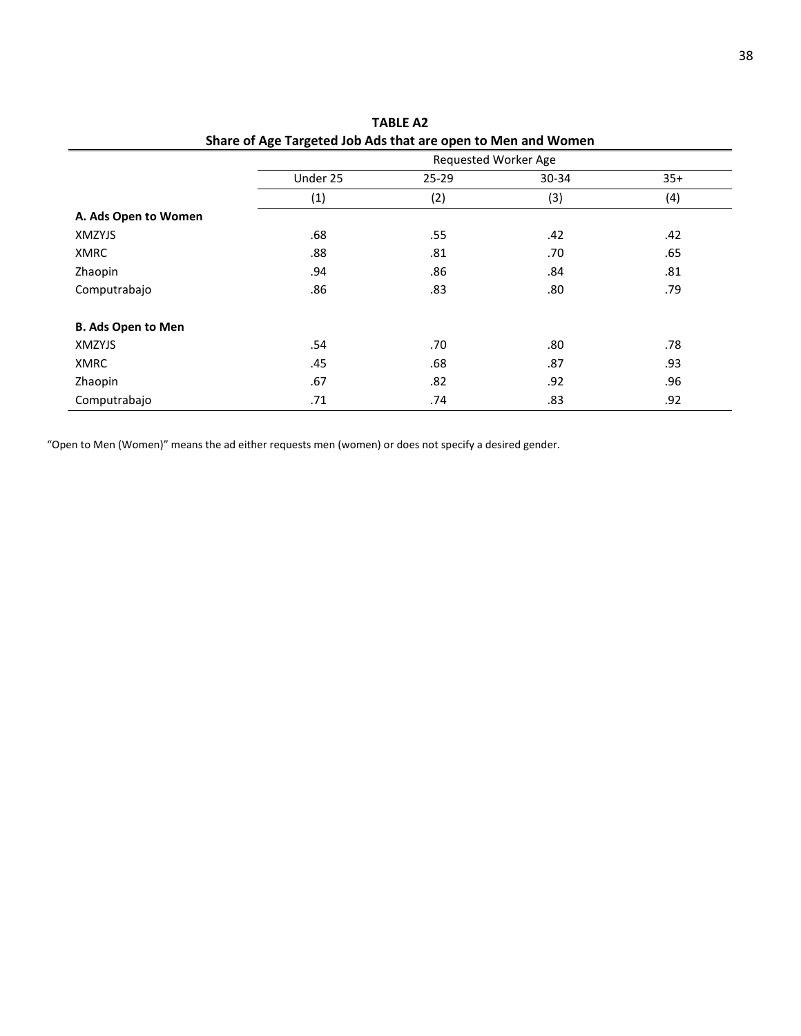**TABLE A2**

**Share of Age Targeted Job Ads that are open to Men and Women**

| | Requested Worker Age | | | |
|---|---|---|---|---|
| | Under 25 | 25-29 | 30-34 | 35+ |
| | (1) | (2) | (3) | (4) |
| **A. Ads Open to Women** | | | | |
| XMZYJS | .68 | .55 | .42 | .42 |
| XMRC | .88 | .81 | .70 | .65 |
| Zhaopin | .94 | .86 | .84 | .81 |
| Computrabajo | .86 | .83 | .80 | .79 |
| **B. Ads Open to Men** | | | | |
| XMZYJS | .54 | .70 | .80 | .78 |
| XMRC | .45 | .68 | .87 | .93 |
| Zhaopin | .67 | .82 | .92 | .96 |
| Computrabajo | .71 | .74 | .83 | .92 |

"Open to Men (Women)" means the ad either requests men (women) or does not specify a desired gender.